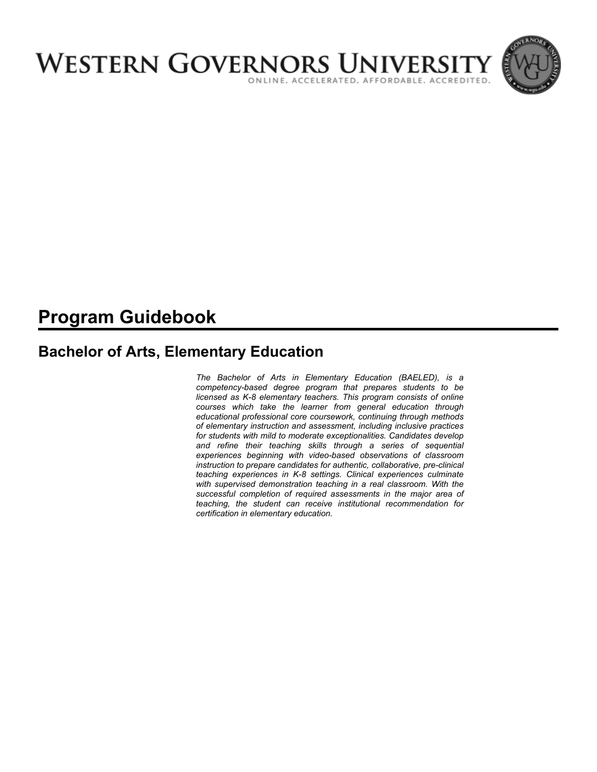# WESTERN GOVERNORS UNIVERSITY

ONLINE. ACCELERATED. AFFORDABLE. ACCREDITED.

# Program Guidebook

## Bachelor of Arts, Elementary Education

*The Bachelor of Arts in Elementary Education (BAELED), is a competency-based degree program that prepares students to be licensed as K-8 elementary teachers. This program consists of online courses which take the learner from general education through educational professional core coursework, continuing through methods of elementary instruction and assessment, including inclusive practices for students with mild to moderate exceptionalities. Candidates develop and refine their teaching skills through a series of sequential experiences beginning with video-based observations of classroom instruction to prepare candidates for authentic, collaborative, pre-clinical teaching experiences in K-8 settings. Clinical experiences culminate with supervised demonstration teaching in a real classroom. With the successful completion of required assessments in the major area of teaching, the student can receive institutional recommendation for certification in elementary education.*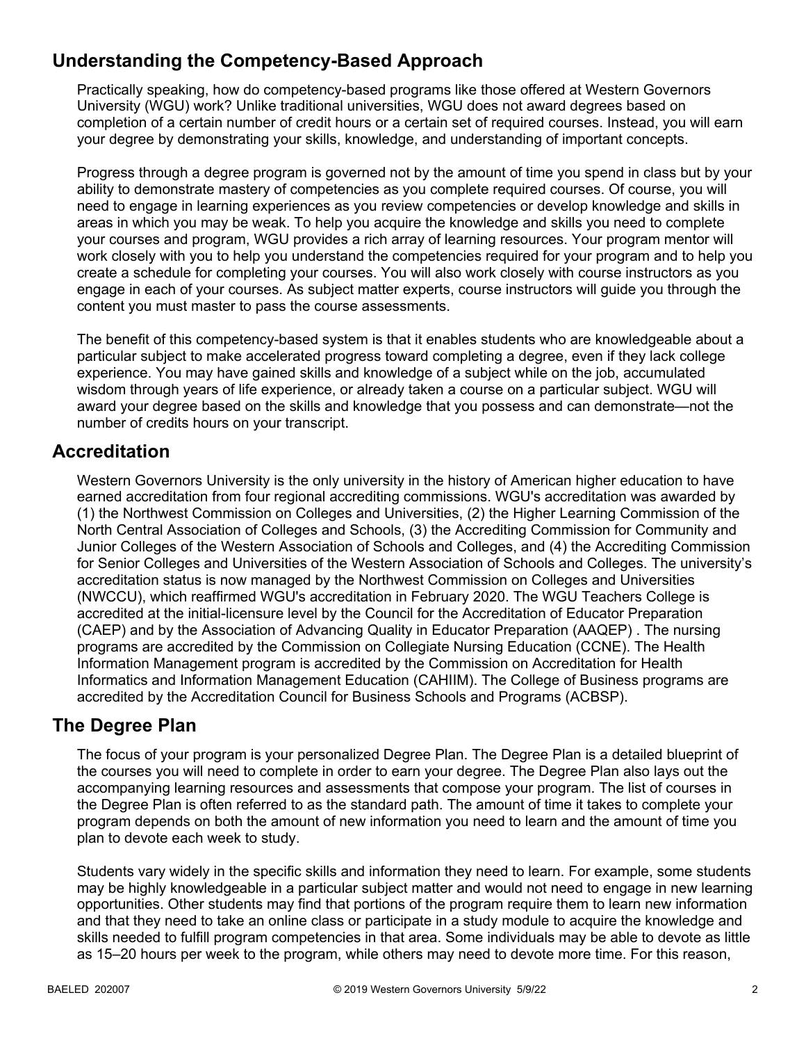## Understanding the Competency-Based Approach

Practically speaking, how do competency-based programs like those offered at Western Governors University (WGU) work? Unlike traditional universities, WGU does not award degrees based on completion of a certain number of credit hours or a certain set of required courses. Instead, you will earn your degree by demonstrating your skills, knowledge, and understanding of important concepts.

Progress through a degree program is governed not by the amount of time you spend in class but by your ability to demonstrate mastery of competencies as you complete required courses. Of course, you will need to engage in learning experiences as you review competencies or develop knowledge and skills in areas in which you may be weak. To help you acquire the knowledge and skills you need to complete your courses and program, WGU provides a rich array of learning resources. Your program mentor will work closely with you to help you understand the competencies required for your program and to help you create a schedule for completing your courses. You will also work closely with course instructors as you engage in each of your courses. As subject matter experts, course instructors will guide you through the content you must master to pass the course assessments.

The benefit of this competency-based system is that it enables students who are knowledgeable about a particular subject to make accelerated progress toward completing a degree, even if they lack college experience. You may have gained skills and knowledge of a subject while on the job, accumulated wisdom through years of life experience, or already taken a course on a particular subject. WGU will award your degree based on the skills and knowledge that you possess and can demonstrate—not the number of credits hours on your transcript.

## Accreditation

Western Governors University is the only university in the history of American higher education to have earned accreditation from four regional accrediting commissions. WGU's accreditation was awarded by (1) the Northwest Commission on Colleges and Universities, (2) the Higher Learning Commission of the North Central Association of Colleges and Schools, (3) the Accrediting Commission for Community and Junior Colleges of the Western Association of Schools and Colleges, and (4) the Accrediting Commission for Senior Colleges and Universities of the Western Association of Schools and Colleges. The university's accreditation status is now managed by the Northwest Commission on Colleges and Universities (NWCCU), which reaffirmed WGU's accreditation in February 2020. The WGU Teachers College is accredited at the initial-licensure level by the Council for the Accreditation of Educator Preparation (CAEP) and by the Association of Advancing Quality in Educator Preparation (AAQEP) . The nursing programs are accredited by the Commission on Collegiate Nursing Education (CCNE). The Health Information Management program is accredited by the Commission on Accreditation for Health Informatics and Information Management Education (CAHIIM). The College of Business programs are accredited by the Accreditation Council for Business Schools and Programs (ACBSP).

## The Degree Plan

The focus of your program is your personalized Degree Plan. The Degree Plan is a detailed blueprint of the courses you will need to complete in order to earn your degree. The Degree Plan also lays out the accompanying learning resources and assessments that compose your program. The list of courses in the Degree Plan is often referred to as the standard path. The amount of time it takes to complete your program depends on both the amount of new information you need to learn and the amount of time you plan to devote each week to study.

Students vary widely in the specific skills and information they need to learn. For example, some students may be highly knowledgeable in a particular subject matter and would not need to engage in new learning opportunities. Other students may find that portions of the program require them to learn new information and that they need to take an online class or participate in a study module to acquire the knowledge and skills needed to fulfill program competencies in that area. Some individuals may be able to devote as little as 15–20 hours per week to the program, while others may need to devote more time. For this reason,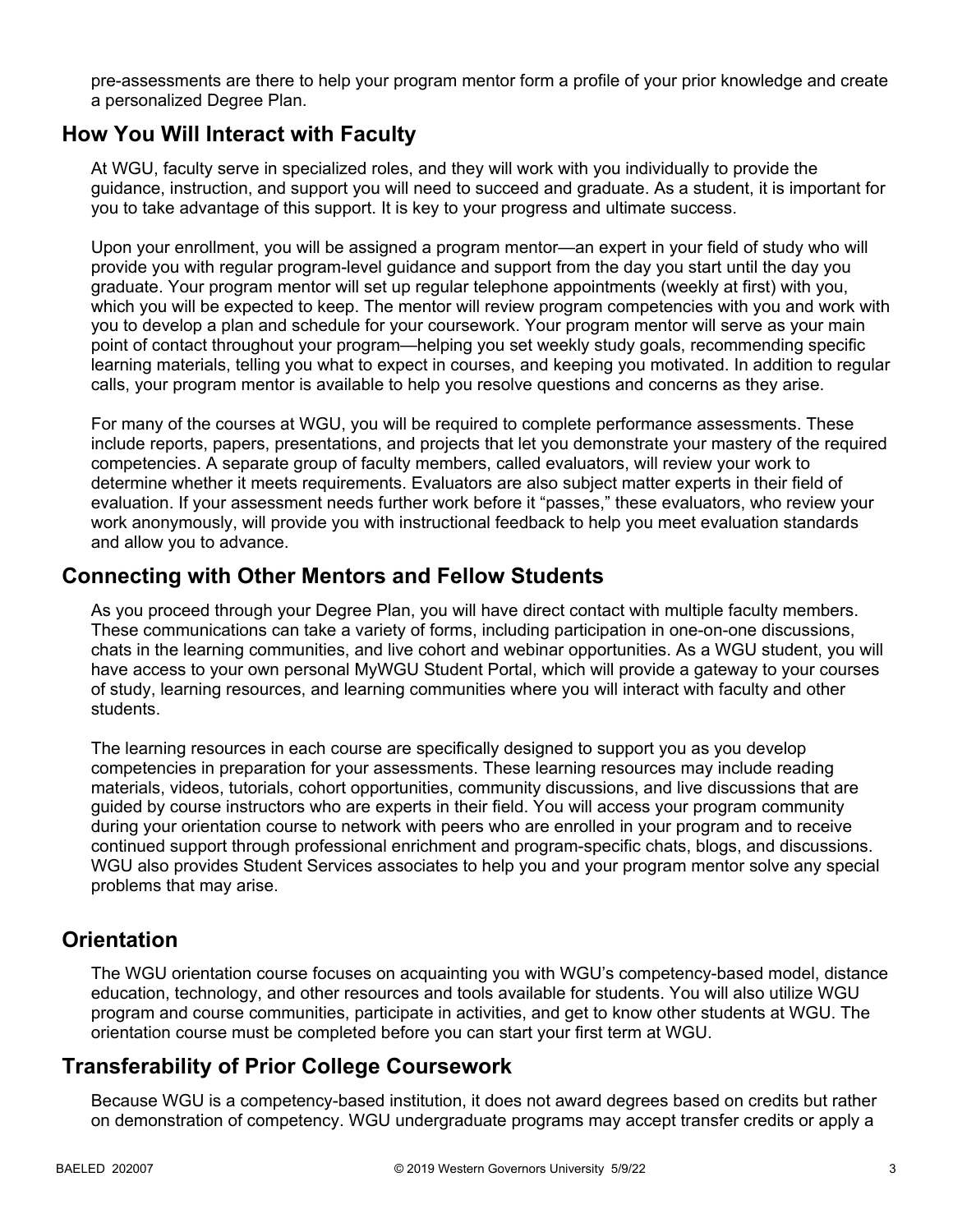pre-assessments are there to help your program mentor form a profile of your prior knowledge and create a personalized Degree Plan.

## How You Will Interact with Faculty

At WGU, faculty serve in specialized roles, and they will work with you individually to provide the guidance, instruction, and support you will need to succeed and graduate. As a student, it is important for you to take advantage of this support. It is key to your progress and ultimate success.

Upon your enrollment, you will be assigned a program mentor—an expert in your field of study who will provide you with regular program-level guidance and support from the day you start until the day you graduate. Your program mentor will set up regular telephone appointments (weekly at first) with you, which you will be expected to keep. The mentor will review program competencies with you and work with you to develop a plan and schedule for your coursework. Your program mentor will serve as your main point of contact throughout your program—helping you set weekly study goals, recommending specific learning materials, telling you what to expect in courses, and keeping you motivated. In addition to regular calls, your program mentor is available to help you resolve questions and concerns as they arise.

For many of the courses at WGU, you will be required to complete performance assessments. These include reports, papers, presentations, and projects that let you demonstrate your mastery of the required competencies. A separate group of faculty members, called evaluators, will review your work to determine whether it meets requirements. Evaluators are also subject matter experts in their field of evaluation. If your assessment needs further work before it "passes," these evaluators, who review your work anonymously, will provide you with instructional feedback to help you meet evaluation standards and allow you to advance.

## Connecting with Other Mentors and Fellow Students

As you proceed through your Degree Plan, you will have direct contact with multiple faculty members. These communications can take a variety of forms, including participation in one-on-one discussions, chats in the learning communities, and live cohort and webinar opportunities. As a WGU student, you will have access to your own personal MyWGU Student Portal, which will provide a gateway to your courses of study, learning resources, and learning communities where you will interact with faculty and other students.

The learning resources in each course are specifically designed to support you as you develop competencies in preparation for your assessments. These learning resources may include reading materials, videos, tutorials, cohort opportunities, community discussions, and live discussions that are guided by course instructors who are experts in their field. You will access your program community during your orientation course to network with peers who are enrolled in your program and to receive continued support through professional enrichment and program-specific chats, blogs, and discussions. WGU also provides Student Services associates to help you and your program mentor solve any special problems that may arise.

## Orientation

The WGU orientation course focuses on acquainting you with WGU's competency-based model, distance education, technology, and other resources and tools available for students. You will also utilize WGU program and course communities, participate in activities, and get to know other students at WGU. The orientation course must be completed before you can start your first term at WGU.

## Transferability of Prior College Coursework

Because WGU is a competency-based institution, it does not award degrees based on credits but rather on demonstration of competency. WGU undergraduate programs may accept transfer credits or apply a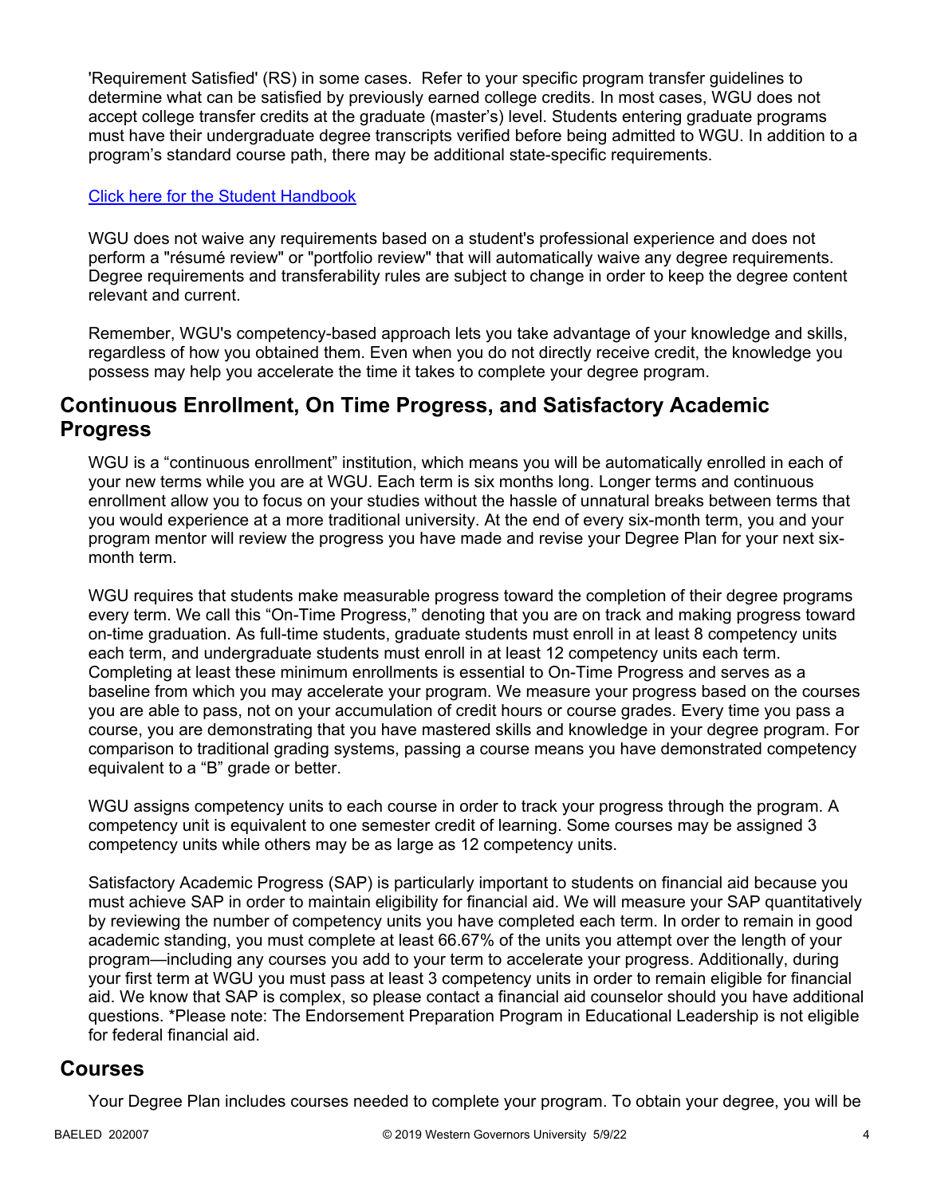'Requirement Satisfied' (RS) in some cases. Refer to your specific program transfer guidelines to determine what can be satisfied by previously earned college credits. In most cases, WGU does not accept college transfer credits at the graduate (master's) level. Students entering graduate programs must have their undergraduate degree transcripts verified before being admitted to WGU. In addition to a program's standard course path, there may be additional state-specific requirements.

[Click here for the Student Handbook]

WGU does not waive any requirements based on a student's professional experience and does not perform a "résumé review" or "portfolio review" that will automatically waive any degree requirements. Degree requirements and transferability rules are subject to change in order to keep the degree content relevant and current.

Remember, WGU's competency-based approach lets you take advantage of your knowledge and skills, regardless of how you obtained them. Even when you do not directly receive credit, the knowledge you possess may help you accelerate the time it takes to complete your degree program.

## Continuous Enrollment, On Time Progress, and Satisfactory Academic Progress

WGU is a "continuous enrollment" institution, which means you will be automatically enrolled in each of your new terms while you are at WGU. Each term is six months long. Longer terms and continuous enrollment allow you to focus on your studies without the hassle of unnatural breaks between terms that you would experience at a more traditional university. At the end of every six-month term, you and your program mentor will review the progress you have made and revise your Degree Plan for your next six-month term.

WGU requires that students make measurable progress toward the completion of their degree programs every term. We call this "On-Time Progress," denoting that you are on track and making progress toward on-time graduation. As full-time students, graduate students must enroll in at least 8 competency units each term, and undergraduate students must enroll in at least 12 competency units each term. Completing at least these minimum enrollments is essential to On-Time Progress and serves as a baseline from which you may accelerate your program. We measure your progress based on the courses you are able to pass, not on your accumulation of credit hours or course grades. Every time you pass a course, you are demonstrating that you have mastered skills and knowledge in your degree program. For comparison to traditional grading systems, passing a course means you have demonstrated competency equivalent to a "B" grade or better.

WGU assigns competency units to each course in order to track your progress through the program. A competency unit is equivalent to one semester credit of learning. Some courses may be assigned 3 competency units while others may be as large as 12 competency units.

Satisfactory Academic Progress (SAP) is particularly important to students on financial aid because you must achieve SAP in order to maintain eligibility for financial aid. We will measure your SAP quantitatively by reviewing the number of competency units you have completed each term. In order to remain in good academic standing, you must complete at least 66.67% of the units you attempt over the length of your program—including any courses you add to your term to accelerate your progress. Additionally, during your first term at WGU you must pass at least 3 competency units in order to remain eligible for financial aid. We know that SAP is complex, so please contact a financial aid counselor should you have additional questions. *Please note: The Endorsement Preparation Program in Educational Leadership is not eligible for federal financial aid.

## Courses

Your Degree Plan includes courses needed to complete your program. To obtain your degree, you will be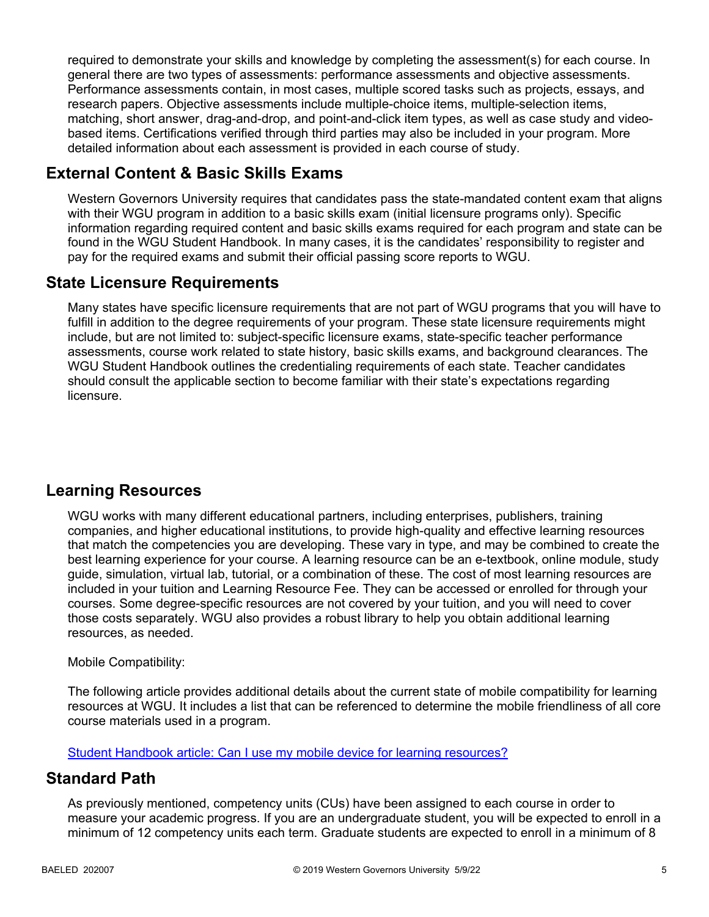required to demonstrate your skills and knowledge by completing the assessment(s) for each course. In general there are two types of assessments: performance assessments and objective assessments. Performance assessments contain, in most cases, multiple scored tasks such as projects, essays, and research papers. Objective assessments include multiple-choice items, multiple-selection items, matching, short answer, drag-and-drop, and point-and-click item types, as well as case study and video-based items. Certifications verified through third parties may also be included in your program. More detailed information about each assessment is provided in each course of study.

## External Content & Basic Skills Exams

Western Governors University requires that candidates pass the state-mandated content exam that aligns with their WGU program in addition to a basic skills exam (initial licensure programs only). Specific information regarding required content and basic skills exams required for each program and state can be found in the WGU Student Handbook. In many cases, it is the candidates' responsibility to register and pay for the required exams and submit their official passing score reports to WGU.

## State Licensure Requirements

Many states have specific licensure requirements that are not part of WGU programs that you will have to fulfill in addition to the degree requirements of your program. These state licensure requirements might include, but are not limited to: subject-specific licensure exams, state-specific teacher performance assessments, course work related to state history, basic skills exams, and background clearances. The WGU Student Handbook outlines the credentialing requirements of each state. Teacher candidates should consult the applicable section to become familiar with their state's expectations regarding licensure.

## Learning Resources

WGU works with many different educational partners, including enterprises, publishers, training companies, and higher educational institutions, to provide high-quality and effective learning resources that match the competencies you are developing. These vary in type, and may be combined to create the best learning experience for your course. A learning resource can be an e-textbook, online module, study guide, simulation, virtual lab, tutorial, or a combination of these. The cost of most learning resources are included in your tuition and Learning Resource Fee. They can be accessed or enrolled for through your courses. Some degree-specific resources are not covered by your tuition, and you will need to cover those costs separately. WGU also provides a robust library to help you obtain additional learning resources, as needed.

Mobile Compatibility:

The following article provides additional details about the current state of mobile compatibility for learning resources at WGU. It includes a list that can be referenced to determine the mobile friendliness of all core course materials used in a program.

Student Handbook article: Can I use my mobile device for learning resources?

## Standard Path

As previously mentioned, competency units (CUs) have been assigned to each course in order to measure your academic progress. If you are an undergraduate student, you will be expected to enroll in a minimum of 12 competency units each term. Graduate students are expected to enroll in a minimum of 8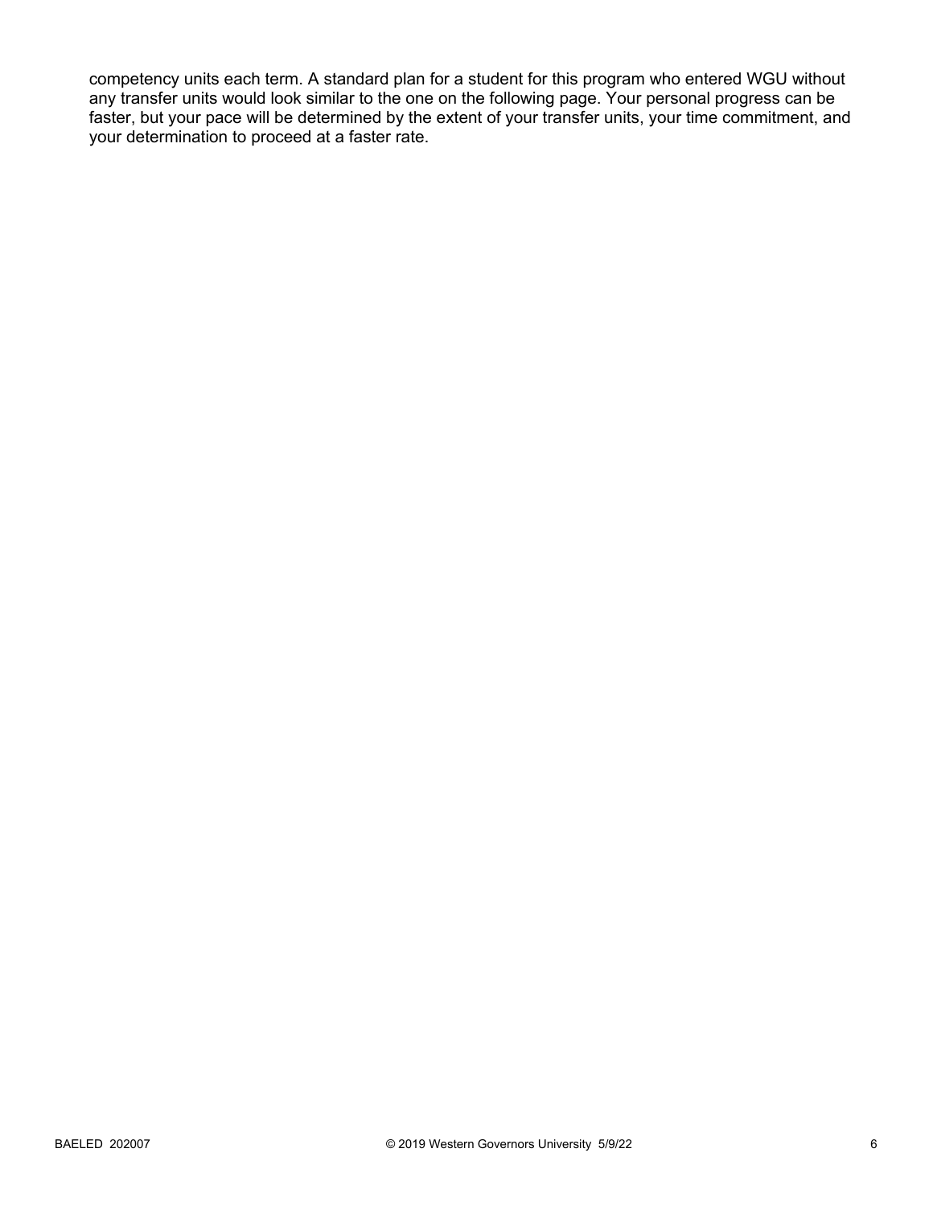competency units each term. A standard plan for a student for this program who entered WGU without any transfer units would look similar to the one on the following page. Your personal progress can be faster, but your pace will be determined by the extent of your transfer units, your time commitment, and your determination to proceed at a faster rate.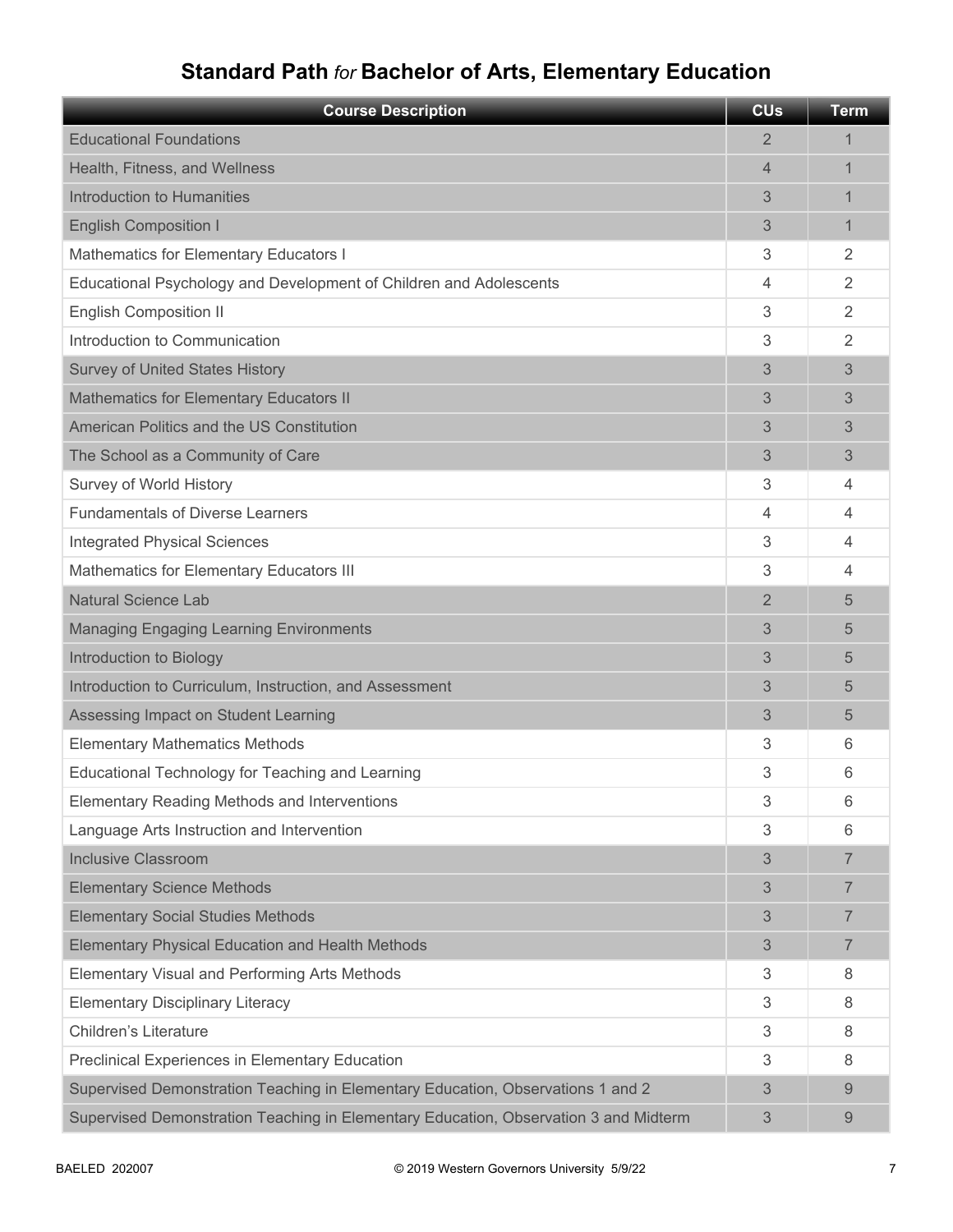# Standard Path *for* Bachelor of Arts, Elementary Education

| Course Description | CUs | Term |
|---|---|---|
| Educational Foundations | 2 | 1 |
| Health, Fitness, and Wellness | 4 | 1 |
| Introduction to Humanities | 3 | 1 |
| English Composition I | 3 | 1 |
| Mathematics for Elementary Educators I | 3 | 2 |
| Educational Psychology and Development of Children and Adolescents | 4 | 2 |
| English Composition II | 3 | 2 |
| Introduction to Communication | 3 | 2 |
| Survey of United States History | 3 | 3 |
| Mathematics for Elementary Educators II | 3 | 3 |
| American Politics and the US Constitution | 3 | 3 |
| The School as a Community of Care | 3 | 3 |
| Survey of World History | 3 | 4 |
| Fundamentals of Diverse Learners | 4 | 4 |
| Integrated Physical Sciences | 3 | 4 |
| Mathematics for Elementary Educators III | 3 | 4 |
| Natural Science Lab | 2 | 5 |
| Managing Engaging Learning Environments | 3 | 5 |
| Introduction to Biology | 3 | 5 |
| Introduction to Curriculum, Instruction, and Assessment | 3 | 5 |
| Assessing Impact on Student Learning | 3 | 5 |
| Elementary Mathematics Methods | 3 | 6 |
| Educational Technology for Teaching and Learning | 3 | 6 |
| Elementary Reading Methods and Interventions | 3 | 6 |
| Language Arts Instruction and Intervention | 3 | 6 |
| Inclusive Classroom | 3 | 7 |
| Elementary Science Methods | 3 | 7 |
| Elementary Social Studies Methods | 3 | 7 |
| Elementary Physical Education and Health Methods | 3 | 7 |
| Elementary Visual and Performing Arts Methods | 3 | 8 |
| Elementary Disciplinary Literacy | 3 | 8 |
| Children's Literature | 3 | 8 |
| Preclinical Experiences in Elementary Education | 3 | 8 |
| Supervised Demonstration Teaching in Elementary Education, Observations 1 and 2 | 3 | 9 |
| Supervised Demonstration Teaching in Elementary Education, Observation 3 and Midterm | 3 | 9 |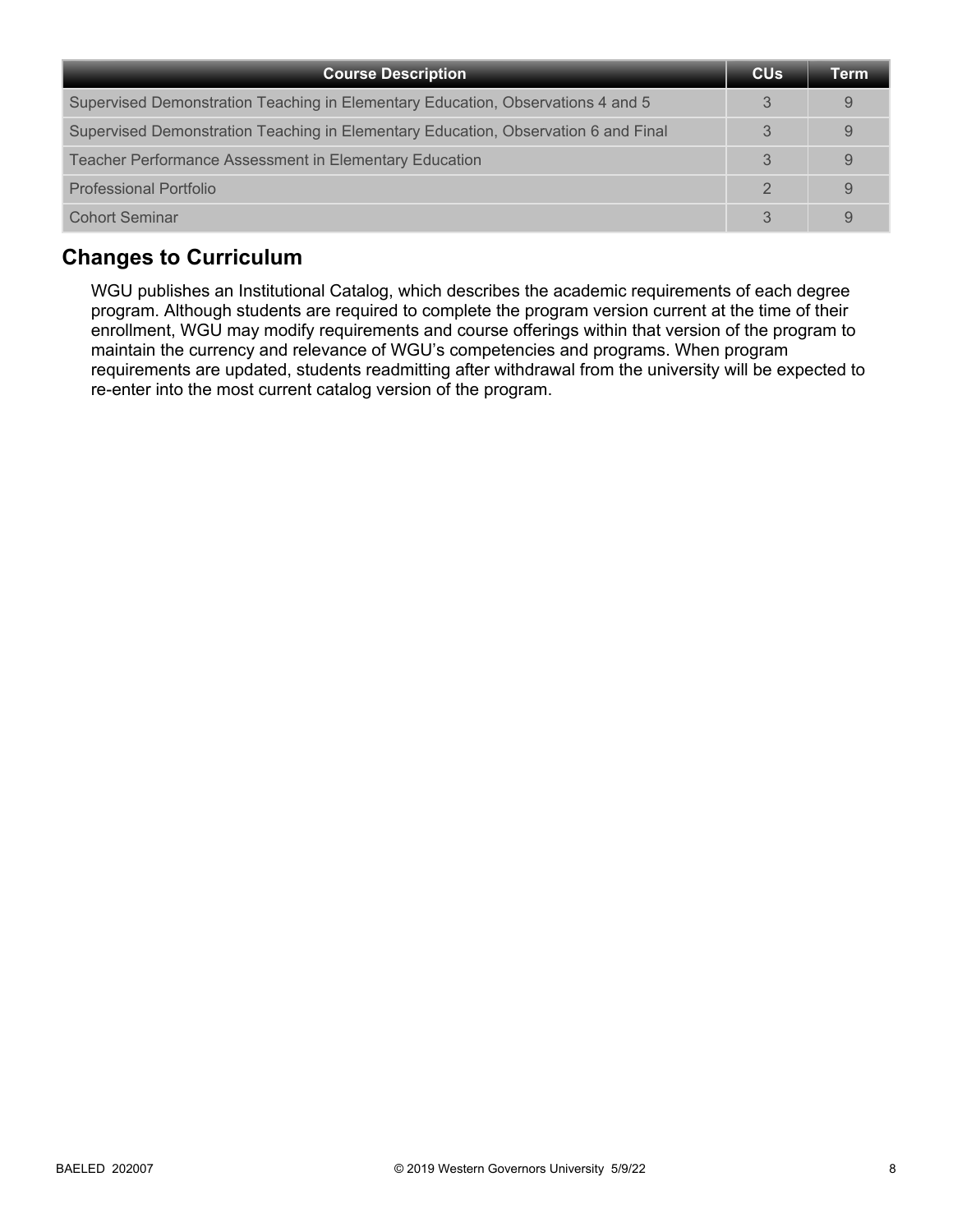| Course Description | CUs | Term |
| --- | --- | --- |
| Supervised Demonstration Teaching in Elementary Education, Observations 4 and 5 | 3 | 9 |
| Supervised Demonstration Teaching in Elementary Education, Observation 6 and Final | 3 | 9 |
| Teacher Performance Assessment in Elementary Education | 3 | 9 |
| Professional Portfolio | 2 | 9 |
| Cohort Seminar | 3 | 9 |

## Changes to Curriculum

WGU publishes an Institutional Catalog, which describes the academic requirements of each degree program. Although students are required to complete the program version current at the time of their enrollment, WGU may modify requirements and course offerings within that version of the program to maintain the currency and relevance of WGU's competencies and programs. When program requirements are updated, students readmitting after withdrawal from the university will be expected to re-enter into the most current catalog version of the program.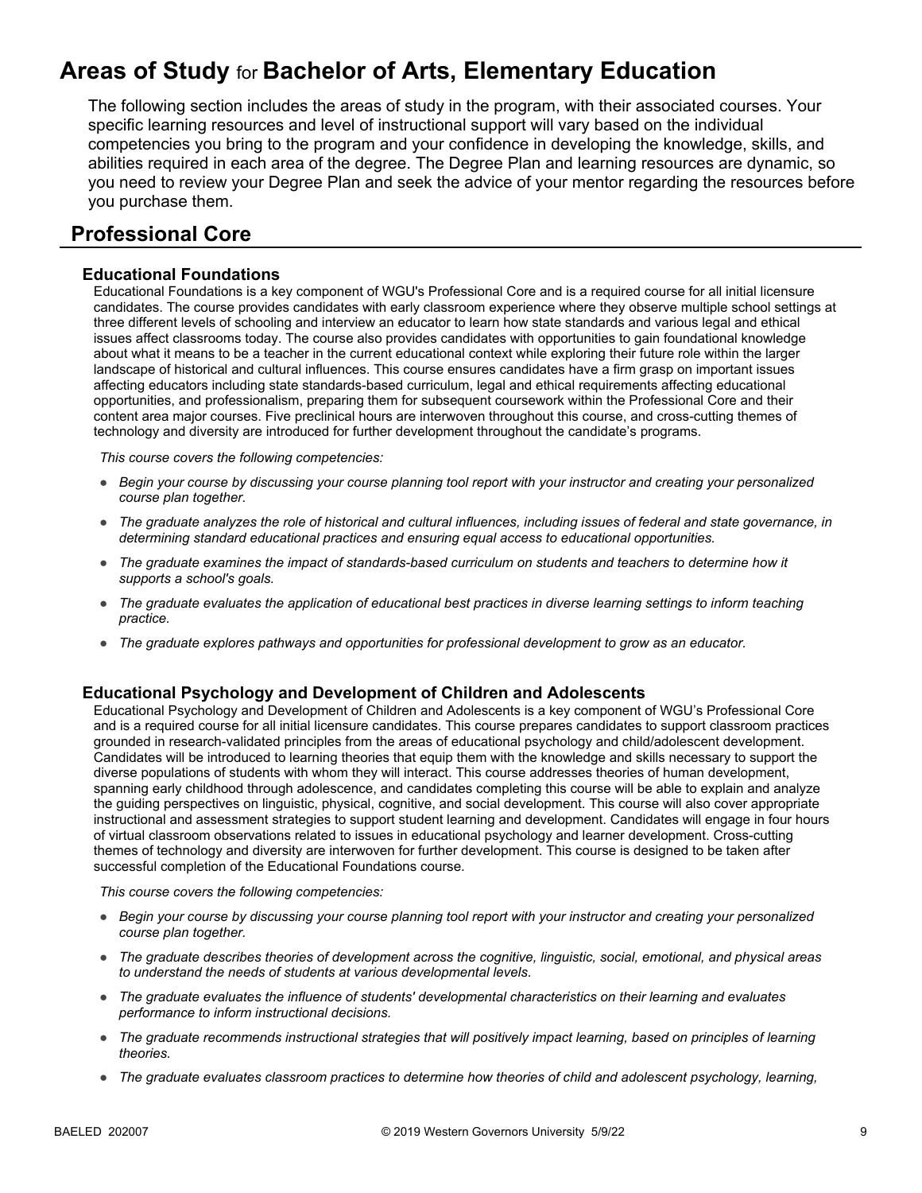# Areas of Study for Bachelor of Arts, Elementary Education

The following section includes the areas of study in the program, with their associated courses. Your specific learning resources and level of instructional support will vary based on the individual competencies you bring to the program and your confidence in developing the knowledge, skills, and abilities required in each area of the degree. The Degree Plan and learning resources are dynamic, so you need to review your Degree Plan and seek the advice of your mentor regarding the resources before you purchase them.

## Professional Core

### Educational Foundations

Educational Foundations is a key component of WGU's Professional Core and is a required course for all initial licensure candidates. The course provides candidates with early classroom experience where they observe multiple school settings at three different levels of schooling and interview an educator to learn how state standards and various legal and ethical issues affect classrooms today. The course also provides candidates with opportunities to gain foundational knowledge about what it means to be a teacher in the current educational context while exploring their future role within the larger landscape of historical and cultural influences. This course ensures candidates have a firm grasp on important issues affecting educators including state standards-based curriculum, legal and ethical requirements affecting educational opportunities, and professionalism, preparing them for subsequent coursework within the Professional Core and their content area major courses. Five preclinical hours are interwoven throughout this course, and cross-cutting themes of technology and diversity are introduced for further development throughout the candidate's programs.

*This course covers the following competencies:*

- *Begin your course by discussing your course planning tool report with your instructor and creating your personalized course plan together.*
- *The graduate analyzes the role of historical and cultural influences, including issues of federal and state governance, in determining standard educational practices and ensuring equal access to educational opportunities.*
- *The graduate examines the impact of standards-based curriculum on students and teachers to determine how it supports a school's goals.*
- *The graduate evaluates the application of educational best practices in diverse learning settings to inform teaching practice.*
- *The graduate explores pathways and opportunities for professional development to grow as an educator.*

### Educational Psychology and Development of Children and Adolescents

Educational Psychology and Development of Children and Adolescents is a key component of WGU's Professional Core and is a required course for all initial licensure candidates. This course prepares candidates to support classroom practices grounded in research-validated principles from the areas of educational psychology and child/adolescent development. Candidates will be introduced to learning theories that equip them with the knowledge and skills necessary to support the diverse populations of students with whom they will interact. This course addresses theories of human development, spanning early childhood through adolescence, and candidates completing this course will be able to explain and analyze the guiding perspectives on linguistic, physical, cognitive, and social development. This course will also cover appropriate instructional and assessment strategies to support student learning and development. Candidates will engage in four hours of virtual classroom observations related to issues in educational psychology and learner development. Cross-cutting themes of technology and diversity are interwoven for further development. This course is designed to be taken after successful completion of the Educational Foundations course.

*This course covers the following competencies:*

- *Begin your course by discussing your course planning tool report with your instructor and creating your personalized course plan together.*
- *The graduate describes theories of development across the cognitive, linguistic, social, emotional, and physical areas to understand the needs of students at various developmental levels.*
- *The graduate evaluates the influence of students' developmental characteristics on their learning and evaluates performance to inform instructional decisions.*
- *The graduate recommends instructional strategies that will positively impact learning, based on principles of learning theories.*
- *The graduate evaluates classroom practices to determine how theories of child and adolescent psychology, learning,*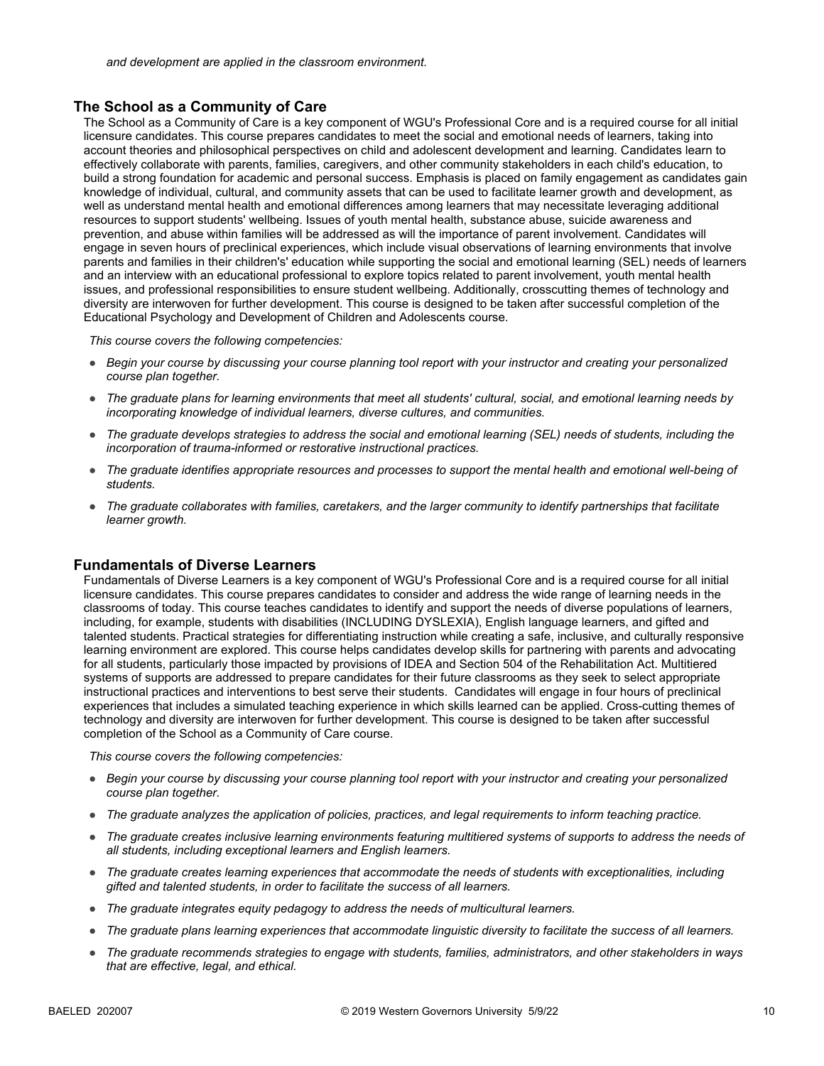*and development are applied in the classroom environment.*

## The School as a Community of Care

The School as a Community of Care is a key component of WGU's Professional Core and is a required course for all initial licensure candidates. This course prepares candidates to meet the social and emotional needs of learners, taking into account theories and philosophical perspectives on child and adolescent development and learning. Candidates learn to effectively collaborate with parents, families, caregivers, and other community stakeholders in each child's education, to build a strong foundation for academic and personal success. Emphasis is placed on family engagement as candidates gain knowledge of individual, cultural, and community assets that can be used to facilitate learner growth and development, as well as understand mental health and emotional differences among learners that may necessitate leveraging additional resources to support students' wellbeing. Issues of youth mental health, substance abuse, suicide awareness and prevention, and abuse within families will be addressed as will the importance of parent involvement. Candidates will engage in seven hours of preclinical experiences, which include visual observations of learning environments that involve parents and families in their children's' education while supporting the social and emotional learning (SEL) needs of learners and an interview with an educational professional to explore topics related to parent involvement, youth mental health issues, and professional responsibilities to ensure student wellbeing. Additionally, crosscutting themes of technology and diversity are interwoven for further development. This course is designed to be taken after successful completion of the Educational Psychology and Development of Children and Adolescents course.

*This course covers the following competencies:*

- *Begin your course by discussing your course planning tool report with your instructor and creating your personalized course plan together.*
- *The graduate plans for learning environments that meet all students' cultural, social, and emotional learning needs by incorporating knowledge of individual learners, diverse cultures, and communities.*
- *The graduate develops strategies to address the social and emotional learning (SEL) needs of students, including the incorporation of trauma-informed or restorative instructional practices.*
- *The graduate identifies appropriate resources and processes to support the mental health and emotional well-being of students.*
- *The graduate collaborates with families, caretakers, and the larger community to identify partnerships that facilitate learner growth.*

## Fundamentals of Diverse Learners

Fundamentals of Diverse Learners is a key component of WGU's Professional Core and is a required course for all initial licensure candidates. This course prepares candidates to consider and address the wide range of learning needs in the classrooms of today. This course teaches candidates to identify and support the needs of diverse populations of learners, including, for example, students with disabilities (INCLUDING DYSLEXIA), English language learners, and gifted and talented students. Practical strategies for differentiating instruction while creating a safe, inclusive, and culturally responsive learning environment are explored. This course helps candidates develop skills for partnering with parents and advocating for all students, particularly those impacted by provisions of IDEA and Section 504 of the Rehabilitation Act. Multitiered systems of supports are addressed to prepare candidates for their future classrooms as they seek to select appropriate instructional practices and interventions to best serve their students. Candidates will engage in four hours of preclinical experiences that includes a simulated teaching experience in which skills learned can be applied. Cross-cutting themes of technology and diversity are interwoven for further development. This course is designed to be taken after successful completion of the School as a Community of Care course.

*This course covers the following competencies:*

- *Begin your course by discussing your course planning tool report with your instructor and creating your personalized course plan together.*
- *The graduate analyzes the application of policies, practices, and legal requirements to inform teaching practice.*
- *The graduate creates inclusive learning environments featuring multitiered systems of supports to address the needs of all students, including exceptional learners and English learners.*
- *The graduate creates learning experiences that accommodate the needs of students with exceptionalities, including gifted and talented students, in order to facilitate the success of all learners.*
- *The graduate integrates equity pedagogy to address the needs of multicultural learners.*
- *The graduate plans learning experiences that accommodate linguistic diversity to facilitate the success of all learners.*
- *The graduate recommends strategies to engage with students, families, administrators, and other stakeholders in ways that are effective, legal, and ethical.*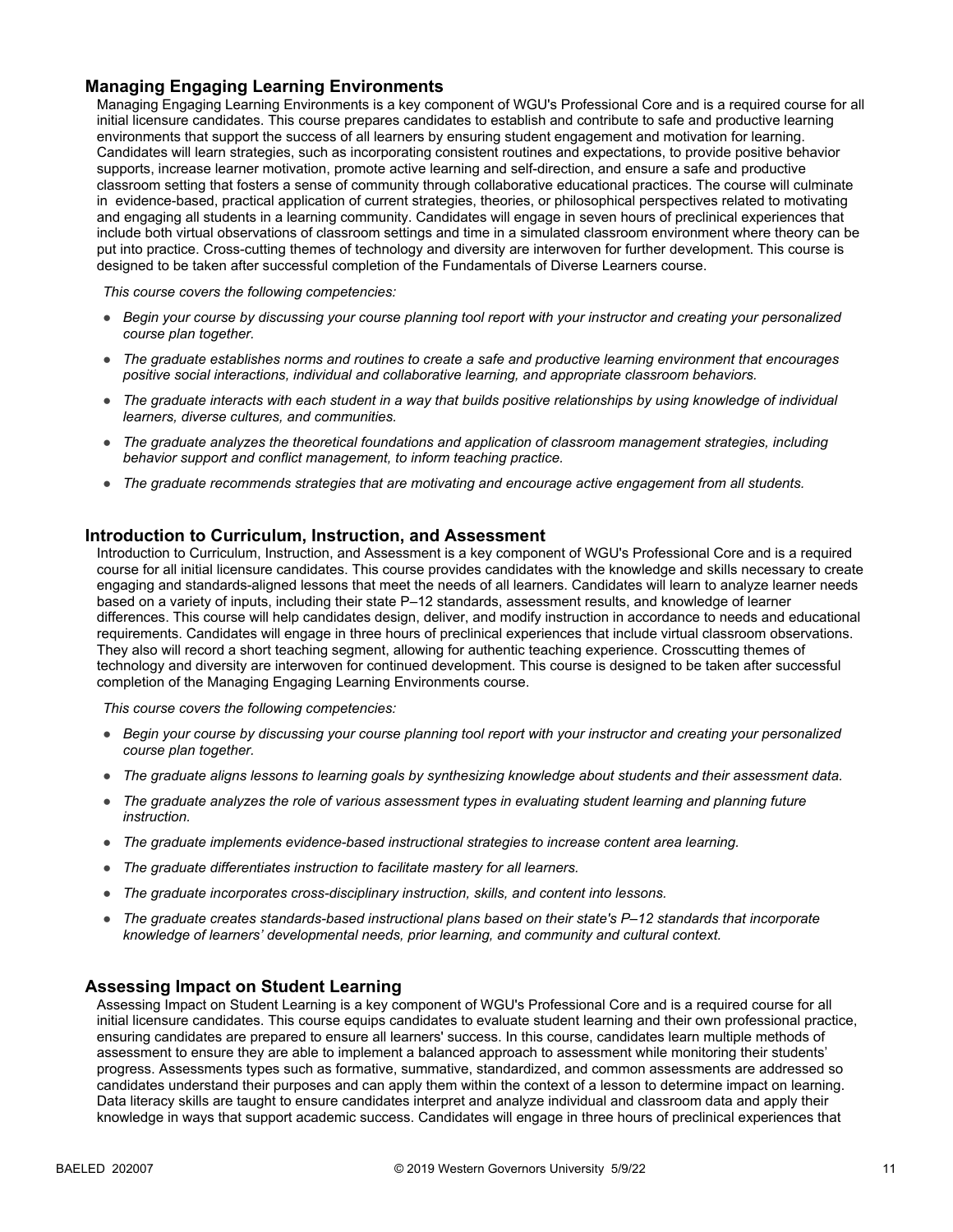### Managing Engaging Learning Environments

Managing Engaging Learning Environments is a key component of WGU's Professional Core and is a required course for all initial licensure candidates. This course prepares candidates to establish and contribute to safe and productive learning environments that support the success of all learners by ensuring student engagement and motivation for learning. Candidates will learn strategies, such as incorporating consistent routines and expectations, to provide positive behavior supports, increase learner motivation, promote active learning and self-direction, and ensure a safe and productive classroom setting that fosters a sense of community through collaborative educational practices. The course will culminate in evidence-based, practical application of current strategies, theories, or philosophical perspectives related to motivating and engaging all students in a learning community. Candidates will engage in seven hours of preclinical experiences that include both virtual observations of classroom settings and time in a simulated classroom environment where theory can be put into practice. Cross-cutting themes of technology and diversity are interwoven for further development. This course is designed to be taken after successful completion of the Fundamentals of Diverse Learners course.

*This course covers the following competencies:*

- *Begin your course by discussing your course planning tool report with your instructor and creating your personalized course plan together.*
- *The graduate establishes norms and routines to create a safe and productive learning environment that encourages positive social interactions, individual and collaborative learning, and appropriate classroom behaviors.*
- *The graduate interacts with each student in a way that builds positive relationships by using knowledge of individual learners, diverse cultures, and communities.*
- *The graduate analyzes the theoretical foundations and application of classroom management strategies, including behavior support and conflict management, to inform teaching practice.*
- *The graduate recommends strategies that are motivating and encourage active engagement from all students.*

### Introduction to Curriculum, Instruction, and Assessment

Introduction to Curriculum, Instruction, and Assessment is a key component of WGU's Professional Core and is a required course for all initial licensure candidates. This course provides candidates with the knowledge and skills necessary to create engaging and standards-aligned lessons that meet the needs of all learners. Candidates will learn to analyze learner needs based on a variety of inputs, including their state P–12 standards, assessment results, and knowledge of learner differences. This course will help candidates design, deliver, and modify instruction in accordance to needs and educational requirements. Candidates will engage in three hours of preclinical experiences that include virtual classroom observations. They also will record a short teaching segment, allowing for authentic teaching experience. Crosscutting themes of technology and diversity are interwoven for continued development. This course is designed to be taken after successful completion of the Managing Engaging Learning Environments course.

*This course covers the following competencies:*

- *Begin your course by discussing your course planning tool report with your instructor and creating your personalized course plan together.*
- *The graduate aligns lessons to learning goals by synthesizing knowledge about students and their assessment data.*
- *The graduate analyzes the role of various assessment types in evaluating student learning and planning future instruction.*
- *The graduate implements evidence-based instructional strategies to increase content area learning.*
- *The graduate differentiates instruction to facilitate mastery for all learners.*
- *The graduate incorporates cross-disciplinary instruction, skills, and content into lessons.*
- *The graduate creates standards-based instructional plans based on their state's P–12 standards that incorporate knowledge of learners' developmental needs, prior learning, and community and cultural context.*

### Assessing Impact on Student Learning

Assessing Impact on Student Learning is a key component of WGU's Professional Core and is a required course for all initial licensure candidates. This course equips candidates to evaluate student learning and their own professional practice, ensuring candidates are prepared to ensure all learners' success. In this course, candidates learn multiple methods of assessment to ensure they are able to implement a balanced approach to assessment while monitoring their students' progress. Assessments types such as formative, summative, standardized, and common assessments are addressed so candidates understand their purposes and can apply them within the context of a lesson to determine impact on learning. Data literacy skills are taught to ensure candidates interpret and analyze individual and classroom data and apply their knowledge in ways that support academic success. Candidates will engage in three hours of preclinical experiences that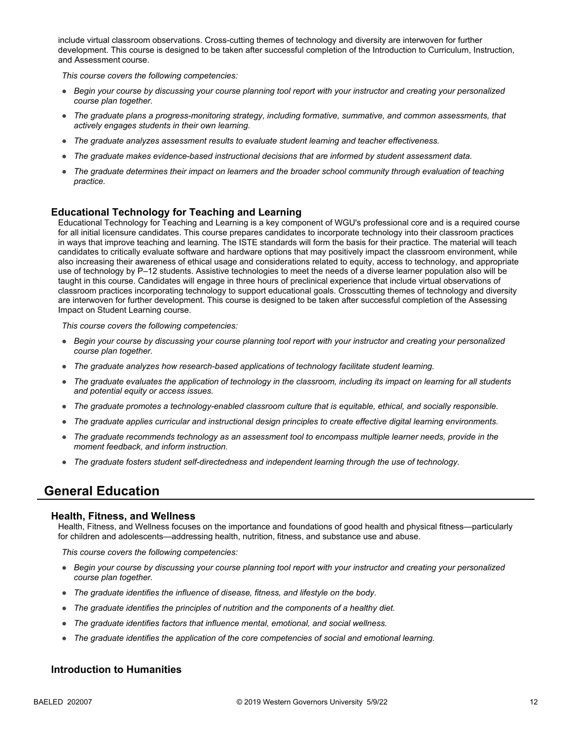include virtual classroom observations. Cross-cutting themes of technology and diversity are interwoven for further development. This course is designed to be taken after successful completion of the Introduction to Curriculum, Instruction, and Assessment course.

*This course covers the following competencies:*

- *Begin your course by discussing your course planning tool report with your instructor and creating your personalized course plan together.*
- *The graduate plans a progress-monitoring strategy, including formative, summative, and common assessments, that actively engages students in their own learning.*
- *The graduate analyzes assessment results to evaluate student learning and teacher effectiveness.*
- *The graduate makes evidence-based instructional decisions that are informed by student assessment data.*
- *The graduate determines their impact on learners and the broader school community through evaluation of teaching practice.*

### Educational Technology for Teaching and Learning

Educational Technology for Teaching and Learning is a key component of WGU's professional core and is a required course for all initial licensure candidates. This course prepares candidates to incorporate technology into their classroom practices in ways that improve teaching and learning. The ISTE standards will form the basis for their practice. The material will teach candidates to critically evaluate software and hardware options that may positively impact the classroom environment, while also increasing their awareness of ethical usage and considerations related to equity, access to technology, and appropriate use of technology by P–12 students. Assistive technologies to meet the needs of a diverse learner population also will be taught in this course. Candidates will engage in three hours of preclinical experience that include virtual observations of classroom practices incorporating technology to support educational goals. Crosscutting themes of technology and diversity are interwoven for further development. This course is designed to be taken after successful completion of the Assessing Impact on Student Learning course.

*This course covers the following competencies:*

- *Begin your course by discussing your course planning tool report with your instructor and creating your personalized course plan together.*
- *The graduate analyzes how research-based applications of technology facilitate student learning.*
- *The graduate evaluates the application of technology in the classroom, including its impact on learning for all students and potential equity or access issues.*
- *The graduate promotes a technology-enabled classroom culture that is equitable, ethical, and socially responsible.*
- *The graduate applies curricular and instructional design principles to create effective digital learning environments.*
- *The graduate recommends technology as an assessment tool to encompass multiple learner needs, provide in the moment feedback, and inform instruction.*
- *The graduate fosters student self-directedness and independent learning through the use of technology.*

## General Education

### Health, Fitness, and Wellness

Health, Fitness, and Wellness focuses on the importance and foundations of good health and physical fitness—particularly for children and adolescents—addressing health, nutrition, fitness, and substance use and abuse.

*This course covers the following competencies:*

- *Begin your course by discussing your course planning tool report with your instructor and creating your personalized course plan together.*
- *The graduate identifies the influence of disease, fitness, and lifestyle on the body.*
- *The graduate identifies the principles of nutrition and the components of a healthy diet.*
- *The graduate identifies factors that influence mental, emotional, and social wellness.*
- *The graduate identifies the application of the core competencies of social and emotional learning.*

### Introduction to Humanities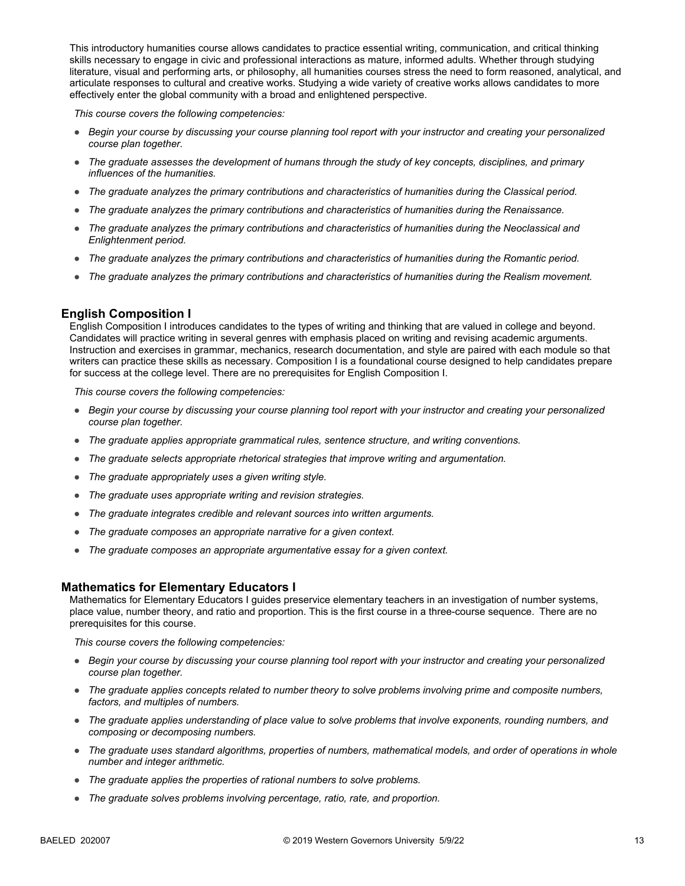This introductory humanities course allows candidates to practice essential writing, communication, and critical thinking skills necessary to engage in civic and professional interactions as mature, informed adults. Whether through studying literature, visual and performing arts, or philosophy, all humanities courses stress the need to form reasoned, analytical, and articulate responses to cultural and creative works. Studying a wide variety of creative works allows candidates to more effectively enter the global community with a broad and enlightened perspective.

*This course covers the following competencies:*

- *Begin your course by discussing your course planning tool report with your instructor and creating your personalized course plan together.*
- *The graduate assesses the development of humans through the study of key concepts, disciplines, and primary influences of the humanities.*
- *The graduate analyzes the primary contributions and characteristics of humanities during the Classical period.*
- *The graduate analyzes the primary contributions and characteristics of humanities during the Renaissance.*
- *The graduate analyzes the primary contributions and characteristics of humanities during the Neoclassical and Enlightenment period.*
- *The graduate analyzes the primary contributions and characteristics of humanities during the Romantic period.*
- *The graduate analyzes the primary contributions and characteristics of humanities during the Realism movement.*

## English Composition I

English Composition I introduces candidates to the types of writing and thinking that are valued in college and beyond. Candidates will practice writing in several genres with emphasis placed on writing and revising academic arguments. Instruction and exercises in grammar, mechanics, research documentation, and style are paired with each module so that writers can practice these skills as necessary. Composition I is a foundational course designed to help candidates prepare for success at the college level. There are no prerequisites for English Composition I.

*This course covers the following competencies:*

- *Begin your course by discussing your course planning tool report with your instructor and creating your personalized course plan together.*
- *The graduate applies appropriate grammatical rules, sentence structure, and writing conventions.*
- *The graduate selects appropriate rhetorical strategies that improve writing and argumentation.*
- *The graduate appropriately uses a given writing style.*
- *The graduate uses appropriate writing and revision strategies.*
- *The graduate integrates credible and relevant sources into written arguments.*
- *The graduate composes an appropriate narrative for a given context.*
- *The graduate composes an appropriate argumentative essay for a given context.*

## Mathematics for Elementary Educators I

Mathematics for Elementary Educators I guides preservice elementary teachers in an investigation of number systems, place value, number theory, and ratio and proportion. This is the first course in a three-course sequence. There are no prerequisites for this course.

*This course covers the following competencies:*

- *Begin your course by discussing your course planning tool report with your instructor and creating your personalized course plan together.*
- *The graduate applies concepts related to number theory to solve problems involving prime and composite numbers, factors, and multiples of numbers.*
- *The graduate applies understanding of place value to solve problems that involve exponents, rounding numbers, and composing or decomposing numbers.*
- *The graduate uses standard algorithms, properties of numbers, mathematical models, and order of operations in whole number and integer arithmetic.*
- *The graduate applies the properties of rational numbers to solve problems.*
- *The graduate solves problems involving percentage, ratio, rate, and proportion.*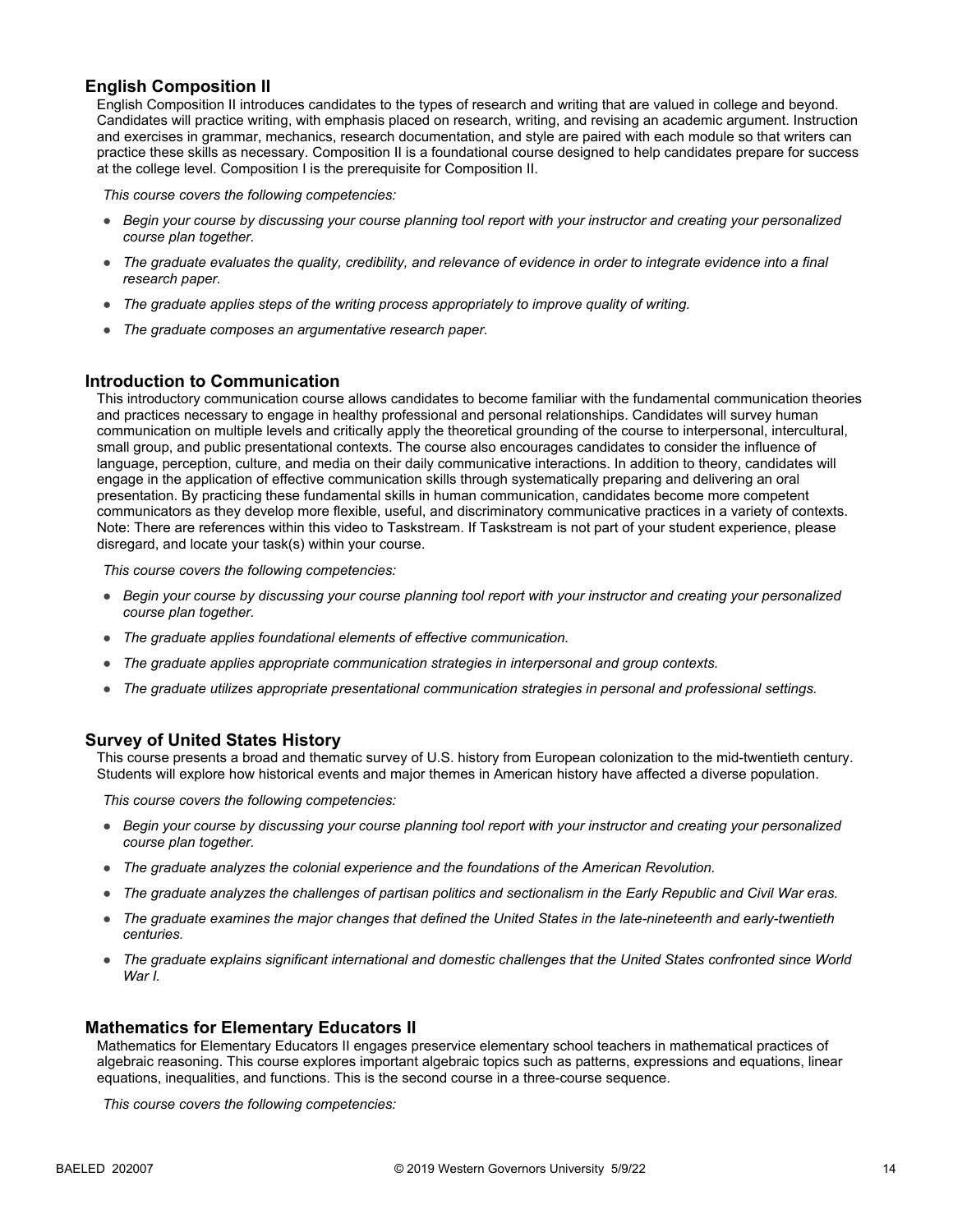## English Composition II

English Composition II introduces candidates to the types of research and writing that are valued in college and beyond. Candidates will practice writing, with emphasis placed on research, writing, and revising an academic argument. Instruction and exercises in grammar, mechanics, research documentation, and style are paired with each module so that writers can practice these skills as necessary. Composition II is a foundational course designed to help candidates prepare for success at the college level. Composition I is the prerequisite for Composition II.

*This course covers the following competencies:*

- *Begin your course by discussing your course planning tool report with your instructor and creating your personalized course plan together.*
- *The graduate evaluates the quality, credibility, and relevance of evidence in order to integrate evidence into a final research paper.*
- *The graduate applies steps of the writing process appropriately to improve quality of writing.*
- *The graduate composes an argumentative research paper.*

## Introduction to Communication

This introductory communication course allows candidates to become familiar with the fundamental communication theories and practices necessary to engage in healthy professional and personal relationships. Candidates will survey human communication on multiple levels and critically apply the theoretical grounding of the course to interpersonal, intercultural, small group, and public presentational contexts. The course also encourages candidates to consider the influence of language, perception, culture, and media on their daily communicative interactions. In addition to theory, candidates will engage in the application of effective communication skills through systematically preparing and delivering an oral presentation. By practicing these fundamental skills in human communication, candidates become more competent communicators as they develop more flexible, useful, and discriminatory communicative practices in a variety of contexts. Note: There are references within this video to Taskstream. If Taskstream is not part of your student experience, please disregard, and locate your task(s) within your course.

*This course covers the following competencies:*

- *Begin your course by discussing your course planning tool report with your instructor and creating your personalized course plan together.*
- *The graduate applies foundational elements of effective communication.*
- *The graduate applies appropriate communication strategies in interpersonal and group contexts.*
- *The graduate utilizes appropriate presentational communication strategies in personal and professional settings.*

## Survey of United States History

This course presents a broad and thematic survey of U.S. history from European colonization to the mid-twentieth century. Students will explore how historical events and major themes in American history have affected a diverse population.

*This course covers the following competencies:*

- *Begin your course by discussing your course planning tool report with your instructor and creating your personalized course plan together.*
- *The graduate analyzes the colonial experience and the foundations of the American Revolution.*
- *The graduate analyzes the challenges of partisan politics and sectionalism in the Early Republic and Civil War eras.*
- *The graduate examines the major changes that defined the United States in the late-nineteenth and early-twentieth centuries.*
- *The graduate explains significant international and domestic challenges that the United States confronted since World War I.*

## Mathematics for Elementary Educators II

Mathematics for Elementary Educators II engages preservice elementary school teachers in mathematical practices of algebraic reasoning. This course explores important algebraic topics such as patterns, expressions and equations, linear equations, inequalities, and functions. This is the second course in a three-course sequence.

*This course covers the following competencies:*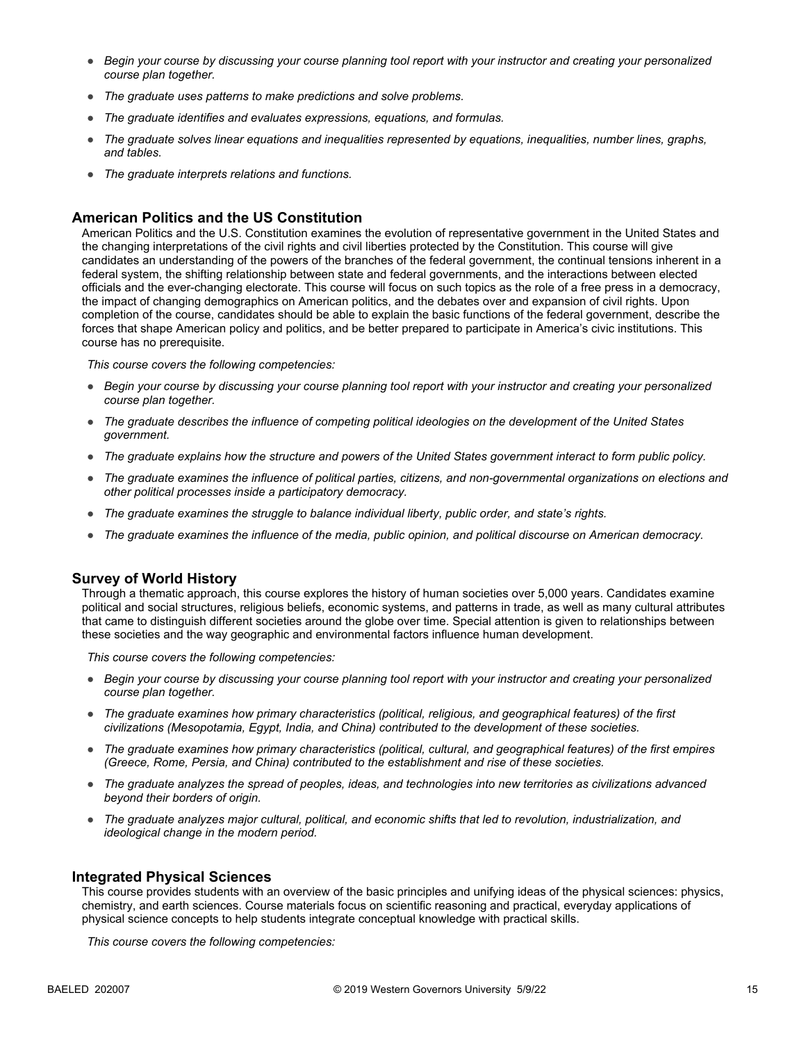- *Begin your course by discussing your course planning tool report with your instructor and creating your personalized course plan together.*
- *The graduate uses patterns to make predictions and solve problems.*
- *The graduate identifies and evaluates expressions, equations, and formulas.*
- *The graduate solves linear equations and inequalities represented by equations, inequalities, number lines, graphs, and tables.*
- *The graduate interprets relations and functions.*

### American Politics and the US Constitution

American Politics and the U.S. Constitution examines the evolution of representative government in the United States and the changing interpretations of the civil rights and civil liberties protected by the Constitution. This course will give candidates an understanding of the powers of the branches of the federal government, the continual tensions inherent in a federal system, the shifting relationship between state and federal governments, and the interactions between elected officials and the ever-changing electorate. This course will focus on such topics as the role of a free press in a democracy, the impact of changing demographics on American politics, and the debates over and expansion of civil rights. Upon completion of the course, candidates should be able to explain the basic functions of the federal government, describe the forces that shape American policy and politics, and be better prepared to participate in America's civic institutions. This course has no prerequisite.

*This course covers the following competencies:*

- *Begin your course by discussing your course planning tool report with your instructor and creating your personalized course plan together.*
- *The graduate describes the influence of competing political ideologies on the development of the United States government.*
- *The graduate explains how the structure and powers of the United States government interact to form public policy.*
- *The graduate examines the influence of political parties, citizens, and non-governmental organizations on elections and other political processes inside a participatory democracy.*
- *The graduate examines the struggle to balance individual liberty, public order, and state's rights.*
- *The graduate examines the influence of the media, public opinion, and political discourse on American democracy.*

### Survey of World History

Through a thematic approach, this course explores the history of human societies over 5,000 years. Candidates examine political and social structures, religious beliefs, economic systems, and patterns in trade, as well as many cultural attributes that came to distinguish different societies around the globe over time. Special attention is given to relationships between these societies and the way geographic and environmental factors influence human development.

*This course covers the following competencies:*

- *Begin your course by discussing your course planning tool report with your instructor and creating your personalized course plan together.*
- *The graduate examines how primary characteristics (political, religious, and geographical features) of the first civilizations (Mesopotamia, Egypt, India, and China) contributed to the development of these societies.*
- *The graduate examines how primary characteristics (political, cultural, and geographical features) of the first empires (Greece, Rome, Persia, and China) contributed to the establishment and rise of these societies.*
- *The graduate analyzes the spread of peoples, ideas, and technologies into new territories as civilizations advanced beyond their borders of origin.*
- *The graduate analyzes major cultural, political, and economic shifts that led to revolution, industrialization, and ideological change in the modern period.*

### Integrated Physical Sciences

This course provides students with an overview of the basic principles and unifying ideas of the physical sciences: physics, chemistry, and earth sciences. Course materials focus on scientific reasoning and practical, everyday applications of physical science concepts to help students integrate conceptual knowledge with practical skills.

*This course covers the following competencies:*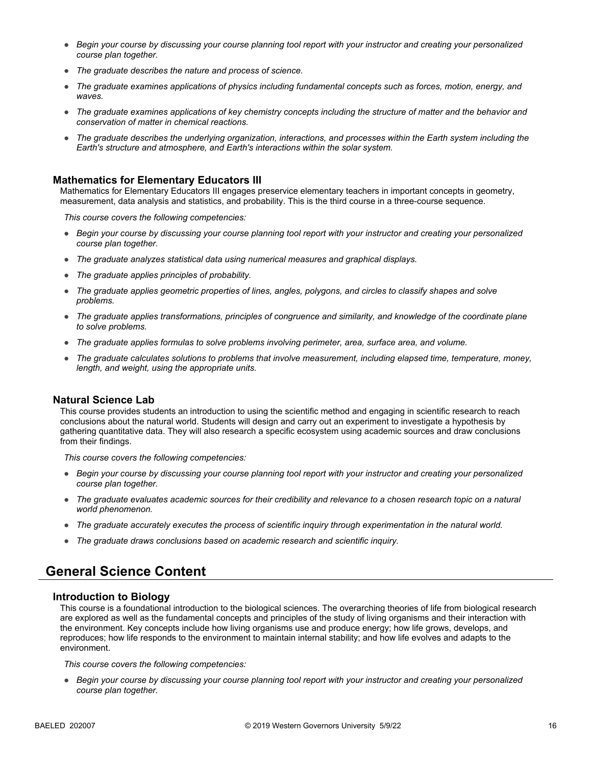- *Begin your course by discussing your course planning tool report with your instructor and creating your personalized course plan together.*
- *The graduate describes the nature and process of science.*
- *The graduate examines applications of physics including fundamental concepts such as forces, motion, energy, and waves.*
- *The graduate examines applications of key chemistry concepts including the structure of matter and the behavior and conservation of matter in chemical reactions.*
- *The graduate describes the underlying organization, interactions, and processes within the Earth system including the Earth's structure and atmosphere, and Earth's interactions within the solar system.*

### Mathematics for Elementary Educators III

Mathematics for Elementary Educators III engages preservice elementary teachers in important concepts in geometry, measurement, data analysis and statistics, and probability. This is the third course in a three-course sequence.

*This course covers the following competencies:*

- *Begin your course by discussing your course planning tool report with your instructor and creating your personalized course plan together.*
- *The graduate analyzes statistical data using numerical measures and graphical displays.*
- *The graduate applies principles of probability.*
- *The graduate applies geometric properties of lines, angles, polygons, and circles to classify shapes and solve problems.*
- *The graduate applies transformations, principles of congruence and similarity, and knowledge of the coordinate plane to solve problems.*
- *The graduate applies formulas to solve problems involving perimeter, area, surface area, and volume.*
- *The graduate calculates solutions to problems that involve measurement, including elapsed time, temperature, money, length, and weight, using the appropriate units.*

### Natural Science Lab

This course provides students an introduction to using the scientific method and engaging in scientific research to reach conclusions about the natural world. Students will design and carry out an experiment to investigate a hypothesis by gathering quantitative data. They will also research a specific ecosystem using academic sources and draw conclusions from their findings.

*This course covers the following competencies:*

- *Begin your course by discussing your course planning tool report with your instructor and creating your personalized course plan together.*
- *The graduate evaluates academic sources for their credibility and relevance to a chosen research topic on a natural world phenomenon.*
- *The graduate accurately executes the process of scientific inquiry through experimentation in the natural world.*
- *The graduate draws conclusions based on academic research and scientific inquiry.*

## General Science Content

### Introduction to Biology

This course is a foundational introduction to the biological sciences. The overarching theories of life from biological research are explored as well as the fundamental concepts and principles of the study of living organisms and their interaction with the environment. Key concepts include how living organisms use and produce energy; how life grows, develops, and reproduces; how life responds to the environment to maintain internal stability; and how life evolves and adapts to the environment.

*This course covers the following competencies:*

- *Begin your course by discussing your course planning tool report with your instructor and creating your personalized course plan together.*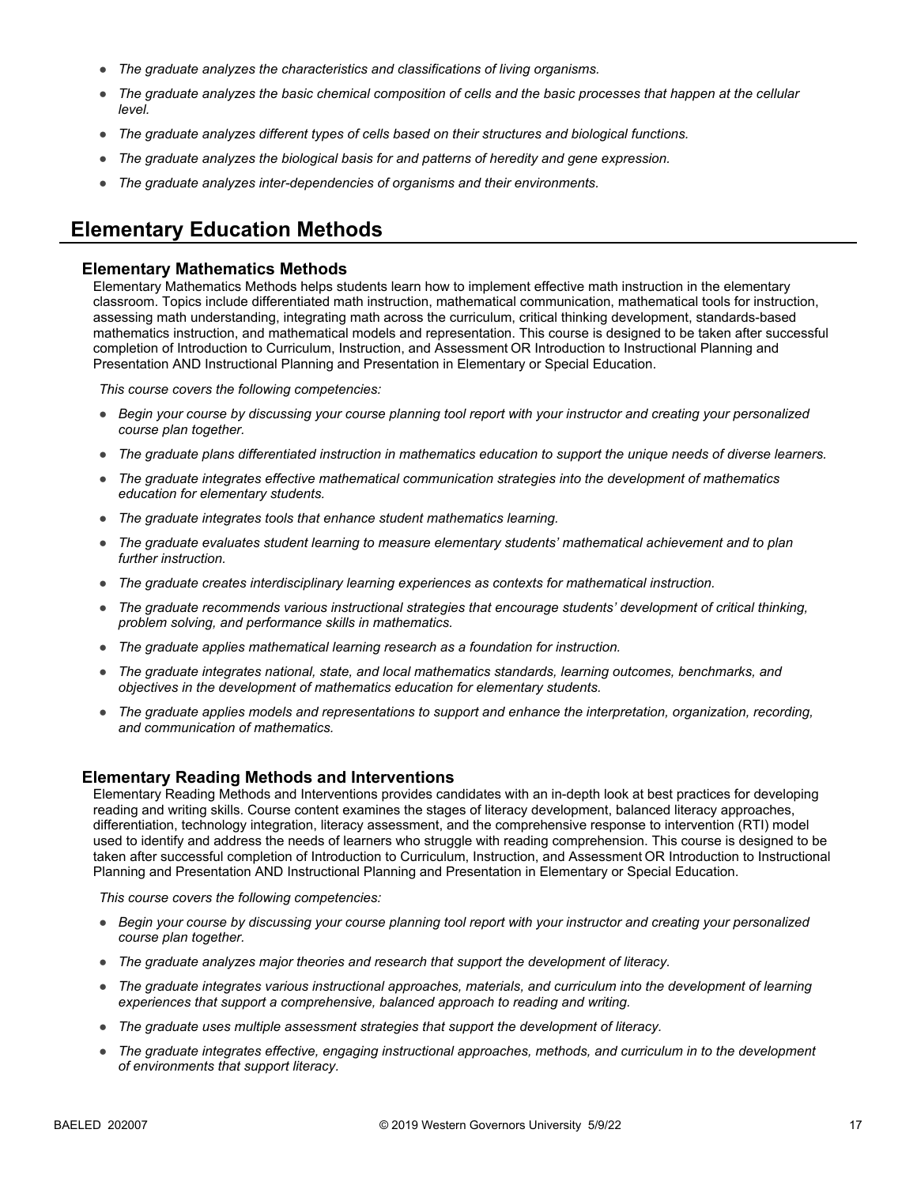- *The graduate analyzes the characteristics and classifications of living organisms.*
- *The graduate analyzes the basic chemical composition of cells and the basic processes that happen at the cellular level.*
- *The graduate analyzes different types of cells based on their structures and biological functions.*
- *The graduate analyzes the biological basis for and patterns of heredity and gene expression.*
- *The graduate analyzes inter-dependencies of organisms and their environments.*

## Elementary Education Methods

### Elementary Mathematics Methods

Elementary Mathematics Methods helps students learn how to implement effective math instruction in the elementary classroom. Topics include differentiated math instruction, mathematical communication, mathematical tools for instruction, assessing math understanding, integrating math across the curriculum, critical thinking development, standards-based mathematics instruction, and mathematical models and representation. This course is designed to be taken after successful completion of Introduction to Curriculum, Instruction, and Assessment OR Introduction to Instructional Planning and Presentation AND Instructional Planning and Presentation in Elementary or Special Education.

*This course covers the following competencies:*

- *Begin your course by discussing your course planning tool report with your instructor and creating your personalized course plan together.*
- *The graduate plans differentiated instruction in mathematics education to support the unique needs of diverse learners.*
- *The graduate integrates effective mathematical communication strategies into the development of mathematics education for elementary students.*
- *The graduate integrates tools that enhance student mathematics learning.*
- *The graduate evaluates student learning to measure elementary students' mathematical achievement and to plan further instruction.*
- *The graduate creates interdisciplinary learning experiences as contexts for mathematical instruction.*
- *The graduate recommends various instructional strategies that encourage students' development of critical thinking, problem solving, and performance skills in mathematics.*
- *The graduate applies mathematical learning research as a foundation for instruction.*
- *The graduate integrates national, state, and local mathematics standards, learning outcomes, benchmarks, and objectives in the development of mathematics education for elementary students.*
- *The graduate applies models and representations to support and enhance the interpretation, organization, recording, and communication of mathematics.*

### Elementary Reading Methods and Interventions

Elementary Reading Methods and Interventions provides candidates with an in-depth look at best practices for developing reading and writing skills. Course content examines the stages of literacy development, balanced literacy approaches, differentiation, technology integration, literacy assessment, and the comprehensive response to intervention (RTI) model used to identify and address the needs of learners who struggle with reading comprehension. This course is designed to be taken after successful completion of Introduction to Curriculum, Instruction, and Assessment OR Introduction to Instructional Planning and Presentation AND Instructional Planning and Presentation in Elementary or Special Education.

*This course covers the following competencies:*

- *Begin your course by discussing your course planning tool report with your instructor and creating your personalized course plan together.*
- *The graduate analyzes major theories and research that support the development of literacy.*
- *The graduate integrates various instructional approaches, materials, and curriculum into the development of learning experiences that support a comprehensive, balanced approach to reading and writing.*
- *The graduate uses multiple assessment strategies that support the development of literacy.*
- *The graduate integrates effective, engaging instructional approaches, methods, and curriculum in to the development of environments that support literacy.*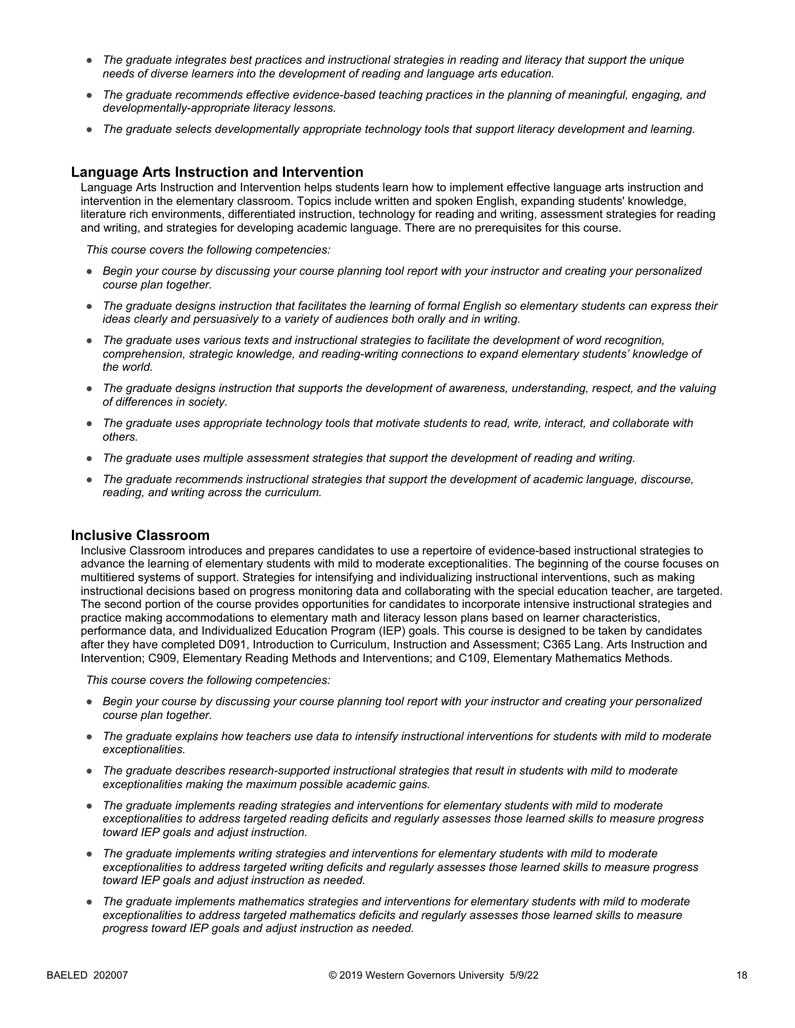- *The graduate integrates best practices and instructional strategies in reading and literacy that support the unique needs of diverse learners into the development of reading and language arts education.*
- *The graduate recommends effective evidence-based teaching practices in the planning of meaningful, engaging, and developmentally-appropriate literacy lessons.*
- *The graduate selects developmentally appropriate technology tools that support literacy development and learning.*

## Language Arts Instruction and Intervention

Language Arts Instruction and Intervention helps students learn how to implement effective language arts instruction and intervention in the elementary classroom. Topics include written and spoken English, expanding students' knowledge, literature rich environments, differentiated instruction, technology for reading and writing, assessment strategies for reading and writing, and strategies for developing academic language. There are no prerequisites for this course.

*This course covers the following competencies:*

- *Begin your course by discussing your course planning tool report with your instructor and creating your personalized course plan together.*
- *The graduate designs instruction that facilitates the learning of formal English so elementary students can express their ideas clearly and persuasively to a variety of audiences both orally and in writing.*
- *The graduate uses various texts and instructional strategies to facilitate the development of word recognition, comprehension, strategic knowledge, and reading-writing connections to expand elementary students' knowledge of the world.*
- *The graduate designs instruction that supports the development of awareness, understanding, respect, and the valuing of differences in society.*
- *The graduate uses appropriate technology tools that motivate students to read, write, interact, and collaborate with others.*
- *The graduate uses multiple assessment strategies that support the development of reading and writing.*
- *The graduate recommends instructional strategies that support the development of academic language, discourse, reading, and writing across the curriculum.*

## Inclusive Classroom

Inclusive Classroom introduces and prepares candidates to use a repertoire of evidence-based instructional strategies to advance the learning of elementary students with mild to moderate exceptionalities. The beginning of the course focuses on multitiered systems of support. Strategies for intensifying and individualizing instructional interventions, such as making instructional decisions based on progress monitoring data and collaborating with the special education teacher, are targeted. The second portion of the course provides opportunities for candidates to incorporate intensive instructional strategies and practice making accommodations to elementary math and literacy lesson plans based on learner characteristics, performance data, and Individualized Education Program (IEP) goals. This course is designed to be taken by candidates after they have completed D091, Introduction to Curriculum, Instruction and Assessment; C365 Lang. Arts Instruction and Intervention; C909, Elementary Reading Methods and Interventions; and C109, Elementary Mathematics Methods.

*This course covers the following competencies:*

- *Begin your course by discussing your course planning tool report with your instructor and creating your personalized course plan together.*
- *The graduate explains how teachers use data to intensify instructional interventions for students with mild to moderate exceptionalities.*
- *The graduate describes research-supported instructional strategies that result in students with mild to moderate exceptionalities making the maximum possible academic gains.*
- *The graduate implements reading strategies and interventions for elementary students with mild to moderate exceptionalities to address targeted reading deficits and regularly assesses those learned skills to measure progress toward IEP goals and adjust instruction.*
- *The graduate implements writing strategies and interventions for elementary students with mild to moderate exceptionalities to address targeted writing deficits and regularly assesses those learned skills to measure progress toward IEP goals and adjust instruction as needed.*
- *The graduate implements mathematics strategies and interventions for elementary students with mild to moderate exceptionalities to address targeted mathematics deficits and regularly assesses those learned skills to measure progress toward IEP goals and adjust instruction as needed.*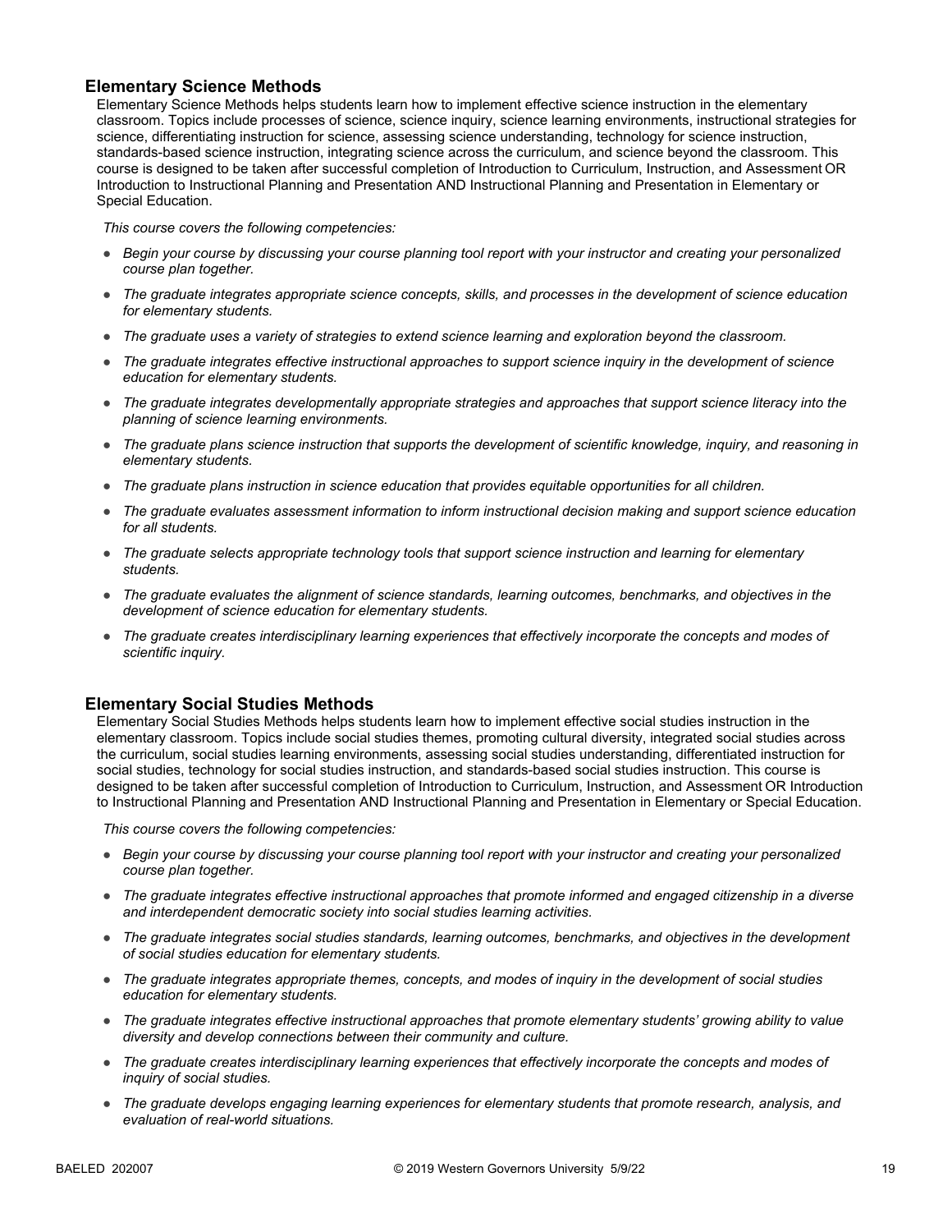### Elementary Science Methods

Elementary Science Methods helps students learn how to implement effective science instruction in the elementary classroom. Topics include processes of science, science inquiry, science learning environments, instructional strategies for science, differentiating instruction for science, assessing science understanding, technology for science instruction, standards-based science instruction, integrating science across the curriculum, and science beyond the classroom. This course is designed to be taken after successful completion of Introduction to Curriculum, Instruction, and Assessment OR Introduction to Instructional Planning and Presentation AND Instructional Planning and Presentation in Elementary or Special Education.

*This course covers the following competencies:*

- *Begin your course by discussing your course planning tool report with your instructor and creating your personalized course plan together.*
- *The graduate integrates appropriate science concepts, skills, and processes in the development of science education for elementary students.*
- *The graduate uses a variety of strategies to extend science learning and exploration beyond the classroom.*
- *The graduate integrates effective instructional approaches to support science inquiry in the development of science education for elementary students.*
- *The graduate integrates developmentally appropriate strategies and approaches that support science literacy into the planning of science learning environments.*
- *The graduate plans science instruction that supports the development of scientific knowledge, inquiry, and reasoning in elementary students.*
- *The graduate plans instruction in science education that provides equitable opportunities for all children.*
- *The graduate evaluates assessment information to inform instructional decision making and support science education for all students.*
- *The graduate selects appropriate technology tools that support science instruction and learning for elementary students.*
- *The graduate evaluates the alignment of science standards, learning outcomes, benchmarks, and objectives in the development of science education for elementary students.*
- *The graduate creates interdisciplinary learning experiences that effectively incorporate the concepts and modes of scientific inquiry.*

### Elementary Social Studies Methods

Elementary Social Studies Methods helps students learn how to implement effective social studies instruction in the elementary classroom. Topics include social studies themes, promoting cultural diversity, integrated social studies across the curriculum, social studies learning environments, assessing social studies understanding, differentiated instruction for social studies, technology for social studies instruction, and standards-based social studies instruction. This course is designed to be taken after successful completion of Introduction to Curriculum, Instruction, and Assessment OR Introduction to Instructional Planning and Presentation AND Instructional Planning and Presentation in Elementary or Special Education.

*This course covers the following competencies:*

- *Begin your course by discussing your course planning tool report with your instructor and creating your personalized course plan together.*
- *The graduate integrates effective instructional approaches that promote informed and engaged citizenship in a diverse and interdependent democratic society into social studies learning activities.*
- *The graduate integrates social studies standards, learning outcomes, benchmarks, and objectives in the development of social studies education for elementary students.*
- *The graduate integrates appropriate themes, concepts, and modes of inquiry in the development of social studies education for elementary students.*
- *The graduate integrates effective instructional approaches that promote elementary students' growing ability to value diversity and develop connections between their community and culture.*
- *The graduate creates interdisciplinary learning experiences that effectively incorporate the concepts and modes of inquiry of social studies.*
- *The graduate develops engaging learning experiences for elementary students that promote research, analysis, and evaluation of real-world situations.*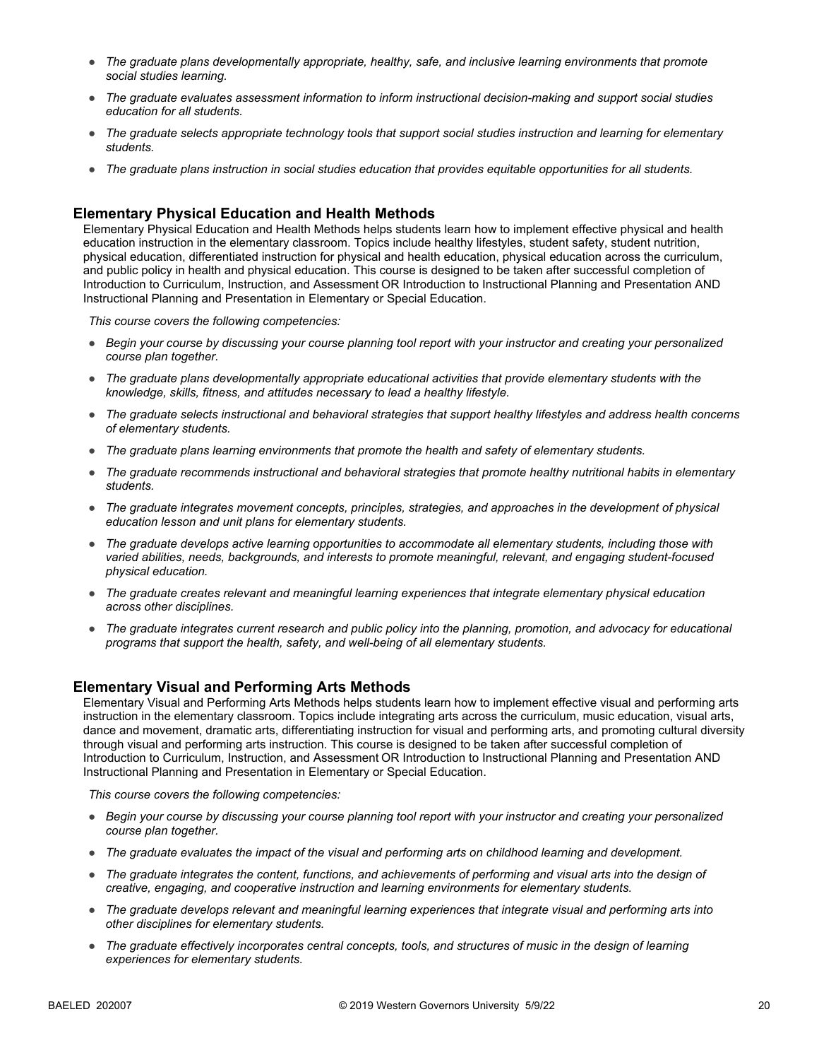- *The graduate plans developmentally appropriate, healthy, safe, and inclusive learning environments that promote social studies learning.*
- *The graduate evaluates assessment information to inform instructional decision-making and support social studies education for all students.*
- *The graduate selects appropriate technology tools that support social studies instruction and learning for elementary students.*
- *The graduate plans instruction in social studies education that provides equitable opportunities for all students.*

### Elementary Physical Education and Health Methods

Elementary Physical Education and Health Methods helps students learn how to implement effective physical and health education instruction in the elementary classroom. Topics include healthy lifestyles, student safety, student nutrition, physical education, differentiated instruction for physical and health education, physical education across the curriculum, and public policy in health and physical education. This course is designed to be taken after successful completion of Introduction to Curriculum, Instruction, and Assessment OR Introduction to Instructional Planning and Presentation AND Instructional Planning and Presentation in Elementary or Special Education.

*This course covers the following competencies:*

- *Begin your course by discussing your course planning tool report with your instructor and creating your personalized course plan together.*
- *The graduate plans developmentally appropriate educational activities that provide elementary students with the knowledge, skills, fitness, and attitudes necessary to lead a healthy lifestyle.*
- *The graduate selects instructional and behavioral strategies that support healthy lifestyles and address health concerns of elementary students.*
- *The graduate plans learning environments that promote the health and safety of elementary students.*
- *The graduate recommends instructional and behavioral strategies that promote healthy nutritional habits in elementary students.*
- *The graduate integrates movement concepts, principles, strategies, and approaches in the development of physical education lesson and unit plans for elementary students.*
- *The graduate develops active learning opportunities to accommodate all elementary students, including those with varied abilities, needs, backgrounds, and interests to promote meaningful, relevant, and engaging student-focused physical education.*
- *The graduate creates relevant and meaningful learning experiences that integrate elementary physical education across other disciplines.*
- *The graduate integrates current research and public policy into the planning, promotion, and advocacy for educational programs that support the health, safety, and well-being of all elementary students.*

### Elementary Visual and Performing Arts Methods

Elementary Visual and Performing Arts Methods helps students learn how to implement effective visual and performing arts instruction in the elementary classroom. Topics include integrating arts across the curriculum, music education, visual arts, dance and movement, dramatic arts, differentiating instruction for visual and performing arts, and promoting cultural diversity through visual and performing arts instruction. This course is designed to be taken after successful completion of Introduction to Curriculum, Instruction, and Assessment OR Introduction to Instructional Planning and Presentation AND Instructional Planning and Presentation in Elementary or Special Education.

*This course covers the following competencies:*

- *Begin your course by discussing your course planning tool report with your instructor and creating your personalized course plan together.*
- *The graduate evaluates the impact of the visual and performing arts on childhood learning and development.*
- *The graduate integrates the content, functions, and achievements of performing and visual arts into the design of creative, engaging, and cooperative instruction and learning environments for elementary students.*
- *The graduate develops relevant and meaningful learning experiences that integrate visual and performing arts into other disciplines for elementary students.*
- *The graduate effectively incorporates central concepts, tools, and structures of music in the design of learning experiences for elementary students.*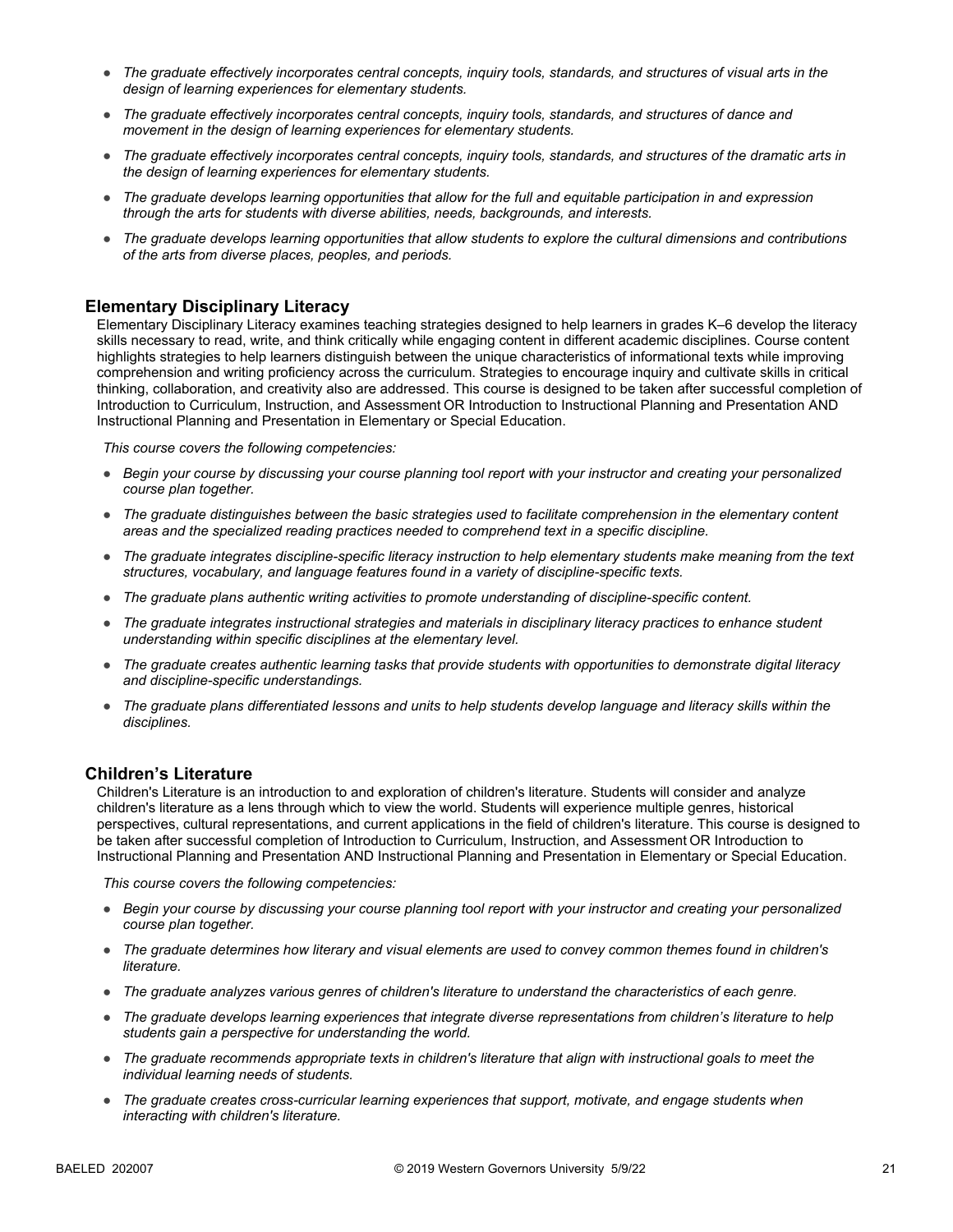- *The graduate effectively incorporates central concepts, inquiry tools, standards, and structures of visual arts in the design of learning experiences for elementary students.*
- *The graduate effectively incorporates central concepts, inquiry tools, standards, and structures of dance and movement in the design of learning experiences for elementary students.*
- *The graduate effectively incorporates central concepts, inquiry tools, standards, and structures of the dramatic arts in the design of learning experiences for elementary students.*
- *The graduate develops learning opportunities that allow for the full and equitable participation in and expression through the arts for students with diverse abilities, needs, backgrounds, and interests.*
- *The graduate develops learning opportunities that allow students to explore the cultural dimensions and contributions of the arts from diverse places, peoples, and periods.*

## Elementary Disciplinary Literacy

Elementary Disciplinary Literacy examines teaching strategies designed to help learners in grades K–6 develop the literacy skills necessary to read, write, and think critically while engaging content in different academic disciplines. Course content highlights strategies to help learners distinguish between the unique characteristics of informational texts while improving comprehension and writing proficiency across the curriculum. Strategies to encourage inquiry and cultivate skills in critical thinking, collaboration, and creativity also are addressed. This course is designed to be taken after successful completion of Introduction to Curriculum, Instruction, and Assessment OR Introduction to Instructional Planning and Presentation AND Instructional Planning and Presentation in Elementary or Special Education.

*This course covers the following competencies:*

- *Begin your course by discussing your course planning tool report with your instructor and creating your personalized course plan together.*
- *The graduate distinguishes between the basic strategies used to facilitate comprehension in the elementary content areas and the specialized reading practices needed to comprehend text in a specific discipline.*
- *The graduate integrates discipline-specific literacy instruction to help elementary students make meaning from the text structures, vocabulary, and language features found in a variety of discipline-specific texts.*
- *The graduate plans authentic writing activities to promote understanding of discipline-specific content.*
- *The graduate integrates instructional strategies and materials in disciplinary literacy practices to enhance student understanding within specific disciplines at the elementary level.*
- *The graduate creates authentic learning tasks that provide students with opportunities to demonstrate digital literacy and discipline-specific understandings.*
- *The graduate plans differentiated lessons and units to help students develop language and literacy skills within the disciplines.*

## Children's Literature

Children's Literature is an introduction to and exploration of children's literature. Students will consider and analyze children's literature as a lens through which to view the world. Students will experience multiple genres, historical perspectives, cultural representations, and current applications in the field of children's literature. This course is designed to be taken after successful completion of Introduction to Curriculum, Instruction, and Assessment OR Introduction to Instructional Planning and Presentation AND Instructional Planning and Presentation in Elementary or Special Education.

*This course covers the following competencies:*

- *Begin your course by discussing your course planning tool report with your instructor and creating your personalized course plan together.*
- *The graduate determines how literary and visual elements are used to convey common themes found in children's literature.*
- *The graduate analyzes various genres of children's literature to understand the characteristics of each genre.*
- *The graduate develops learning experiences that integrate diverse representations from children's literature to help students gain a perspective for understanding the world.*
- *The graduate recommends appropriate texts in children's literature that align with instructional goals to meet the individual learning needs of students.*
- *The graduate creates cross-curricular learning experiences that support, motivate, and engage students when interacting with children's literature.*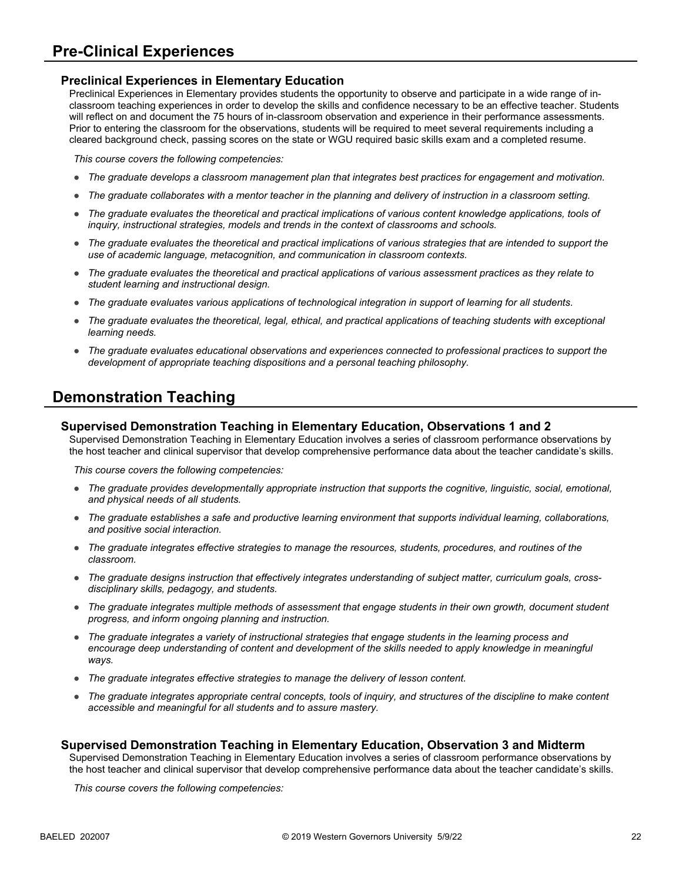## Pre-Clinical Experiences

### Preclinical Experiences in Elementary Education

Preclinical Experiences in Elementary provides students the opportunity to observe and participate in a wide range of in-classroom teaching experiences in order to develop the skills and confidence necessary to be an effective teacher. Students will reflect on and document the 75 hours of in-classroom observation and experience in their performance assessments. Prior to entering the classroom for the observations, students will be required to meet several requirements including a cleared background check, passing scores on the state or WGU required basic skills exam and a completed resume.

*This course covers the following competencies:*

- *The graduate develops a classroom management plan that integrates best practices for engagement and motivation.*
- *The graduate collaborates with a mentor teacher in the planning and delivery of instruction in a classroom setting.*
- *The graduate evaluates the theoretical and practical implications of various content knowledge applications, tools of inquiry, instructional strategies, models and trends in the context of classrooms and schools.*
- *The graduate evaluates the theoretical and practical implications of various strategies that are intended to support the use of academic language, metacognition, and communication in classroom contexts.*
- *The graduate evaluates the theoretical and practical applications of various assessment practices as they relate to student learning and instructional design.*
- *The graduate evaluates various applications of technological integration in support of learning for all students.*
- *The graduate evaluates the theoretical, legal, ethical, and practical applications of teaching students with exceptional learning needs.*
- *The graduate evaluates educational observations and experiences connected to professional practices to support the development of appropriate teaching dispositions and a personal teaching philosophy.*

## Demonstration Teaching

### Supervised Demonstration Teaching in Elementary Education, Observations 1 and 2

Supervised Demonstration Teaching in Elementary Education involves a series of classroom performance observations by the host teacher and clinical supervisor that develop comprehensive performance data about the teacher candidate's skills.

*This course covers the following competencies:*

- *The graduate provides developmentally appropriate instruction that supports the cognitive, linguistic, social, emotional, and physical needs of all students.*
- *The graduate establishes a safe and productive learning environment that supports individual learning, collaborations, and positive social interaction.*
- *The graduate integrates effective strategies to manage the resources, students, procedures, and routines of the classroom.*
- *The graduate designs instruction that effectively integrates understanding of subject matter, curriculum goals, cross-disciplinary skills, pedagogy, and students.*
- *The graduate integrates multiple methods of assessment that engage students in their own growth, document student progress, and inform ongoing planning and instruction.*
- *The graduate integrates a variety of instructional strategies that engage students in the learning process and encourage deep understanding of content and development of the skills needed to apply knowledge in meaningful ways.*
- *The graduate integrates effective strategies to manage the delivery of lesson content.*
- *The graduate integrates appropriate central concepts, tools of inquiry, and structures of the discipline to make content accessible and meaningful for all students and to assure mastery.*

### Supervised Demonstration Teaching in Elementary Education, Observation 3 and Midterm

Supervised Demonstration Teaching in Elementary Education involves a series of classroom performance observations by the host teacher and clinical supervisor that develop comprehensive performance data about the teacher candidate's skills.

*This course covers the following competencies:*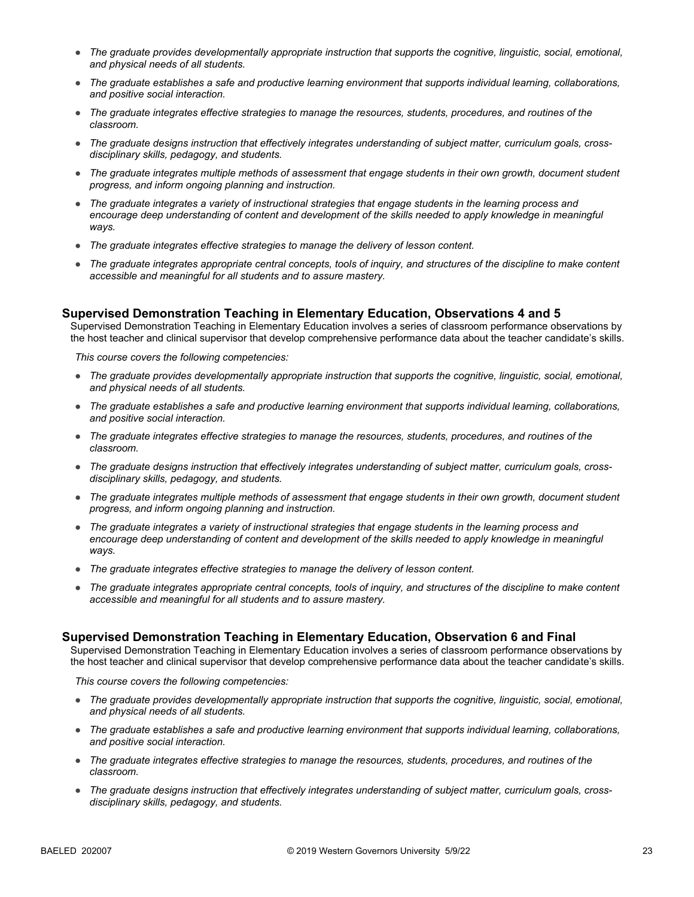- *The graduate provides developmentally appropriate instruction that supports the cognitive, linguistic, social, emotional, and physical needs of all students.*
- *The graduate establishes a safe and productive learning environment that supports individual learning, collaborations, and positive social interaction.*
- *The graduate integrates effective strategies to manage the resources, students, procedures, and routines of the classroom.*
- *The graduate designs instruction that effectively integrates understanding of subject matter, curriculum goals, cross-disciplinary skills, pedagogy, and students.*
- *The graduate integrates multiple methods of assessment that engage students in their own growth, document student progress, and inform ongoing planning and instruction.*
- *The graduate integrates a variety of instructional strategies that engage students in the learning process and encourage deep understanding of content and development of the skills needed to apply knowledge in meaningful ways.*
- *The graduate integrates effective strategies to manage the delivery of lesson content.*
- *The graduate integrates appropriate central concepts, tools of inquiry, and structures of the discipline to make content accessible and meaningful for all students and to assure mastery.*

### Supervised Demonstration Teaching in Elementary Education, Observations 4 and 5

Supervised Demonstration Teaching in Elementary Education involves a series of classroom performance observations by the host teacher and clinical supervisor that develop comprehensive performance data about the teacher candidate's skills.

*This course covers the following competencies:*

- *The graduate provides developmentally appropriate instruction that supports the cognitive, linguistic, social, emotional, and physical needs of all students.*
- *The graduate establishes a safe and productive learning environment that supports individual learning, collaborations, and positive social interaction.*
- *The graduate integrates effective strategies to manage the resources, students, procedures, and routines of the classroom.*
- *The graduate designs instruction that effectively integrates understanding of subject matter, curriculum goals, cross-disciplinary skills, pedagogy, and students.*
- *The graduate integrates multiple methods of assessment that engage students in their own growth, document student progress, and inform ongoing planning and instruction.*
- *The graduate integrates a variety of instructional strategies that engage students in the learning process and encourage deep understanding of content and development of the skills needed to apply knowledge in meaningful ways.*
- *The graduate integrates effective strategies to manage the delivery of lesson content.*
- *The graduate integrates appropriate central concepts, tools of inquiry, and structures of the discipline to make content accessible and meaningful for all students and to assure mastery.*

### Supervised Demonstration Teaching in Elementary Education, Observation 6 and Final

Supervised Demonstration Teaching in Elementary Education involves a series of classroom performance observations by the host teacher and clinical supervisor that develop comprehensive performance data about the teacher candidate's skills.

*This course covers the following competencies:*

- *The graduate provides developmentally appropriate instruction that supports the cognitive, linguistic, social, emotional, and physical needs of all students.*
- *The graduate establishes a safe and productive learning environment that supports individual learning, collaborations, and positive social interaction.*
- *The graduate integrates effective strategies to manage the resources, students, procedures, and routines of the classroom.*
- *The graduate designs instruction that effectively integrates understanding of subject matter, curriculum goals, cross-disciplinary skills, pedagogy, and students.*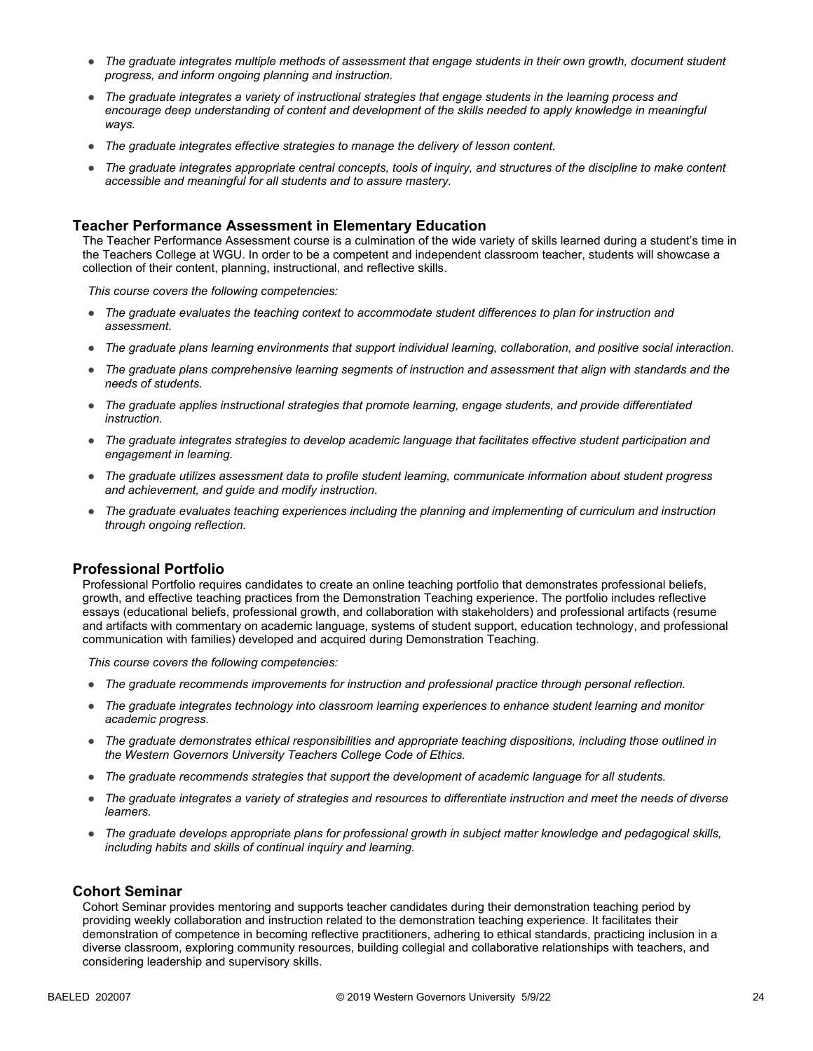- *The graduate integrates multiple methods of assessment that engage students in their own growth, document student progress, and inform ongoing planning and instruction.*
- *The graduate integrates a variety of instructional strategies that engage students in the learning process and encourage deep understanding of content and development of the skills needed to apply knowledge in meaningful ways.*
- *The graduate integrates effective strategies to manage the delivery of lesson content.*
- *The graduate integrates appropriate central concepts, tools of inquiry, and structures of the discipline to make content accessible and meaningful for all students and to assure mastery.*

## Teacher Performance Assessment in Elementary Education

The Teacher Performance Assessment course is a culmination of the wide variety of skills learned during a student's time in the Teachers College at WGU. In order to be a competent and independent classroom teacher, students will showcase a collection of their content, planning, instructional, and reflective skills.

*This course covers the following competencies:*

- *The graduate evaluates the teaching context to accommodate student differences to plan for instruction and assessment.*
- *The graduate plans learning environments that support individual learning, collaboration, and positive social interaction.*
- *The graduate plans comprehensive learning segments of instruction and assessment that align with standards and the needs of students.*
- *The graduate applies instructional strategies that promote learning, engage students, and provide differentiated instruction.*
- *The graduate integrates strategies to develop academic language that facilitates effective student participation and engagement in learning.*
- *The graduate utilizes assessment data to profile student learning, communicate information about student progress and achievement, and guide and modify instruction.*
- *The graduate evaluates teaching experiences including the planning and implementing of curriculum and instruction through ongoing reflection.*

## Professional Portfolio

Professional Portfolio requires candidates to create an online teaching portfolio that demonstrates professional beliefs, growth, and effective teaching practices from the Demonstration Teaching experience. The portfolio includes reflective essays (educational beliefs, professional growth, and collaboration with stakeholders) and professional artifacts (resume and artifacts with commentary on academic language, systems of student support, education technology, and professional communication with families) developed and acquired during Demonstration Teaching.

*This course covers the following competencies:*

- *The graduate recommends improvements for instruction and professional practice through personal reflection.*
- *The graduate integrates technology into classroom learning experiences to enhance student learning and monitor academic progress.*
- *The graduate demonstrates ethical responsibilities and appropriate teaching dispositions, including those outlined in the Western Governors University Teachers College Code of Ethics.*
- *The graduate recommends strategies that support the development of academic language for all students.*
- *The graduate integrates a variety of strategies and resources to differentiate instruction and meet the needs of diverse learners.*
- *The graduate develops appropriate plans for professional growth in subject matter knowledge and pedagogical skills, including habits and skills of continual inquiry and learning.*

## Cohort Seminar

Cohort Seminar provides mentoring and supports teacher candidates during their demonstration teaching period by providing weekly collaboration and instruction related to the demonstration teaching experience. It facilitates their demonstration of competence in becoming reflective practitioners, adhering to ethical standards, practicing inclusion in a diverse classroom, exploring community resources, building collegial and collaborative relationships with teachers, and considering leadership and supervisory skills.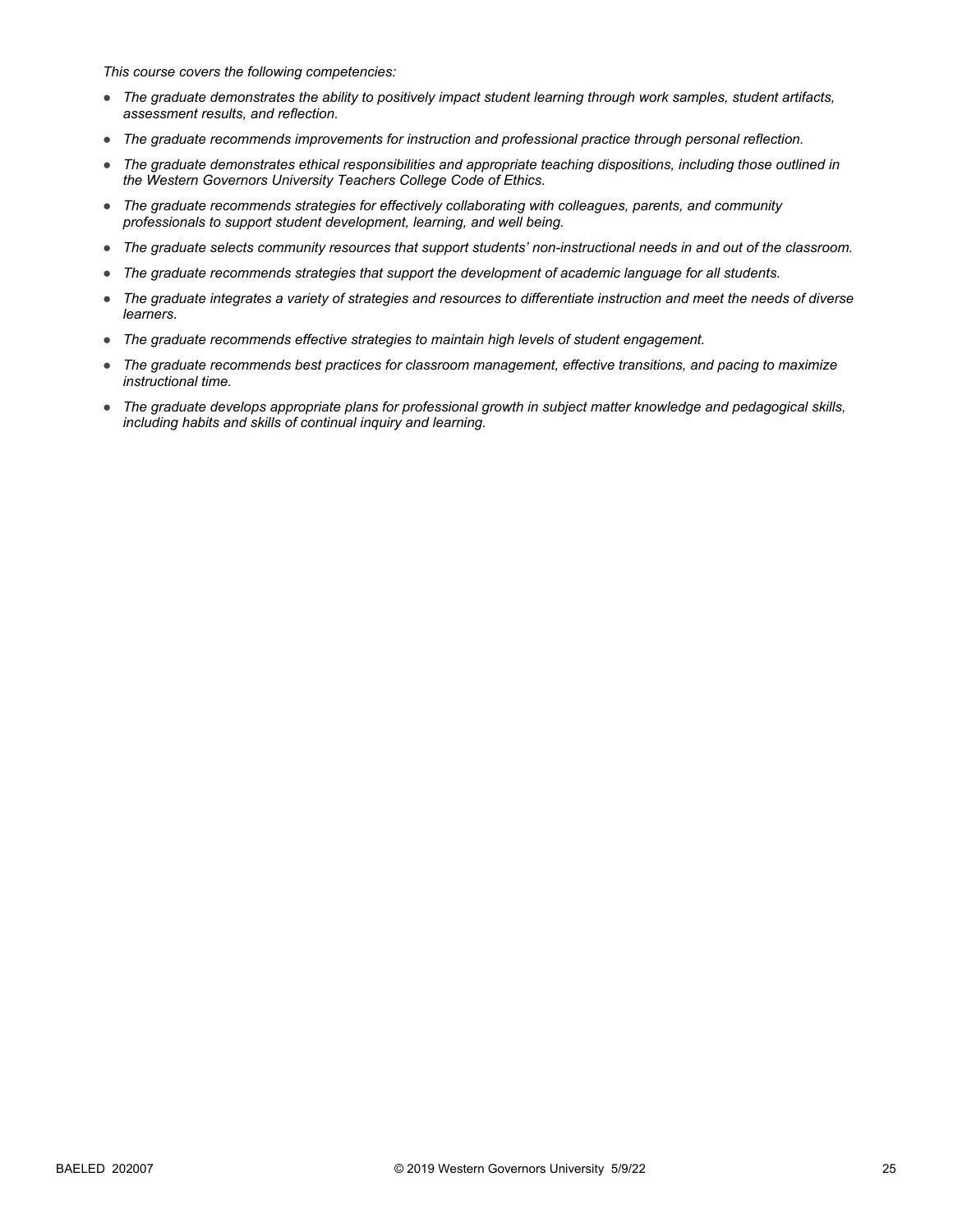*This course covers the following competencies:*

- *The graduate demonstrates the ability to positively impact student learning through work samples, student artifacts, assessment results, and reflection.*
- *The graduate recommends improvements for instruction and professional practice through personal reflection.*
- *The graduate demonstrates ethical responsibilities and appropriate teaching dispositions, including those outlined in the Western Governors University Teachers College Code of Ethics.*
- *The graduate recommends strategies for effectively collaborating with colleagues, parents, and community professionals to support student development, learning, and well being.*
- *The graduate selects community resources that support students' non-instructional needs in and out of the classroom.*
- *The graduate recommends strategies that support the development of academic language for all students.*
- *The graduate integrates a variety of strategies and resources to differentiate instruction and meet the needs of diverse learners.*
- *The graduate recommends effective strategies to maintain high levels of student engagement.*
- *The graduate recommends best practices for classroom management, effective transitions, and pacing to maximize instructional time.*
- *The graduate develops appropriate plans for professional growth in subject matter knowledge and pedagogical skills, including habits and skills of continual inquiry and learning.*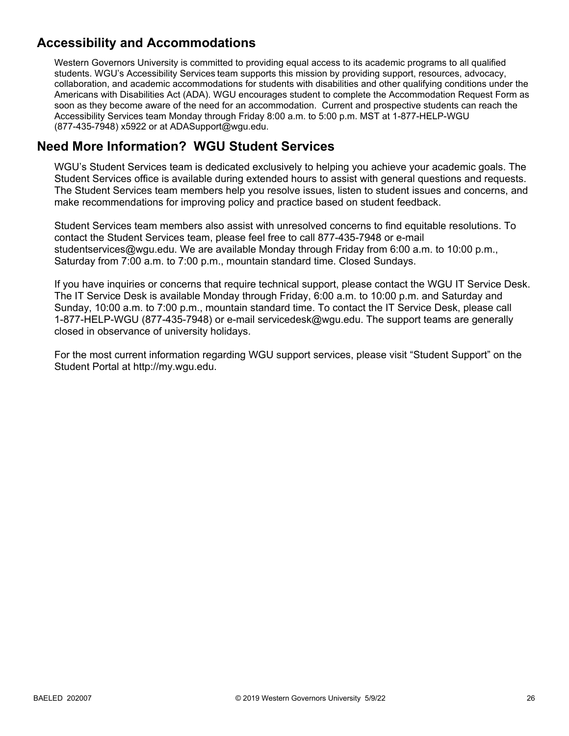## Accessibility and Accommodations

Western Governors University is committed to providing equal access to its academic programs to all qualified students. WGU's Accessibility Services team supports this mission by providing support, resources, advocacy, collaboration, and academic accommodations for students with disabilities and other qualifying conditions under the Americans with Disabilities Act (ADA). WGU encourages student to complete the Accommodation Request Form as soon as they become aware of the need for an accommodation. Current and prospective students can reach the Accessibility Services team Monday through Friday 8:00 a.m. to 5:00 p.m. MST at 1-877-HELP-WGU (877-435-7948) x5922 or at ADASupport@wgu.edu.

## Need More Information? WGU Student Services

WGU's Student Services team is dedicated exclusively to helping you achieve your academic goals. The Student Services office is available during extended hours to assist with general questions and requests. The Student Services team members help you resolve issues, listen to student issues and concerns, and make recommendations for improving policy and practice based on student feedback.

Student Services team members also assist with unresolved concerns to find equitable resolutions. To contact the Student Services team, please feel free to call 877-435-7948 or e-mail studentservices@wgu.edu. We are available Monday through Friday from 6:00 a.m. to 10:00 p.m., Saturday from 7:00 a.m. to 7:00 p.m., mountain standard time. Closed Sundays.

If you have inquiries or concerns that require technical support, please contact the WGU IT Service Desk. The IT Service Desk is available Monday through Friday, 6:00 a.m. to 10:00 p.m. and Saturday and Sunday, 10:00 a.m. to 7:00 p.m., mountain standard time. To contact the IT Service Desk, please call 1-877-HELP-WGU (877-435-7948) or e-mail servicedesk@wgu.edu. The support teams are generally closed in observance of university holidays.

For the most current information regarding WGU support services, please visit "Student Support" on the Student Portal at http://my.wgu.edu.